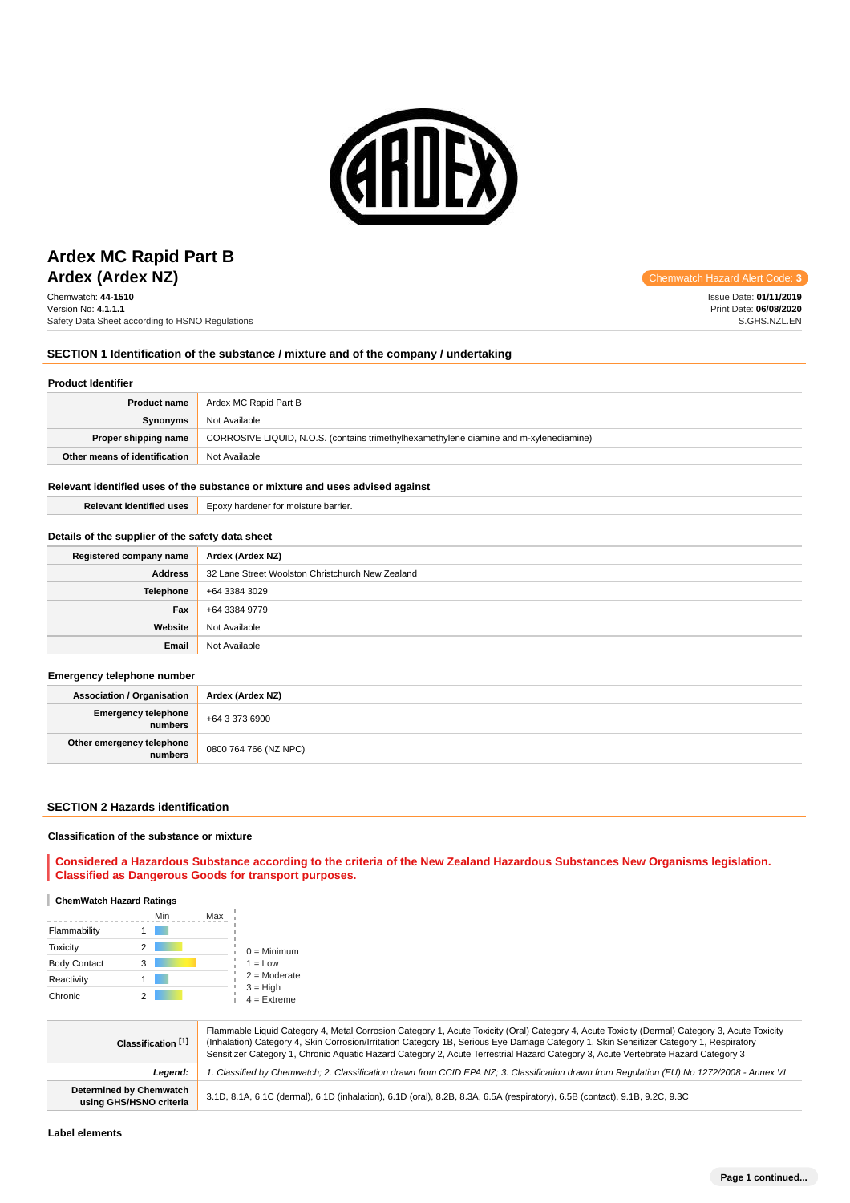# Ardex MC Rapid Part B

## Ardex (Ardex NZ)

Chemwatch Hazard Alert Code: **3**

Chemwatch: **44-1510**
Version No: **4.1.1.1**
Safety Data Sheet according to HSNO Regulations

Issue Date: **01/11/2019**
Print Date: **06/08/2020**
S.GHS.NZL.EN

## SECTION 1 Identification of the substance / mixture and of the company / undertaking

### Product Identifier

| | |
|---|---|
| **Product name** | Ardex MC Rapid Part B |
| **Synonyms** | Not Available |
| **Proper shipping name** | CORROSIVE LIQUID, N.O.S. (contains trimethylhexamethylene diamine and m-xylenediamine) |
| **Other means of identification** | Not Available |

### Relevant identified uses of the substance or mixture and uses advised against

| | |
|---|---|
| **Relevant identified uses** | Epoxy hardener for moisture barrier. |

### Details of the supplier of the safety data sheet

| | |
|---|---|
| **Registered company name** | Ardex (Ardex NZ) |
| **Address** | 32 Lane Street Woolston Christchurch New Zealand |
| **Telephone** | +64 3384 3029 |
| **Fax** | +64 3384 9779 |
| **Website** | Not Available |
| **Email** | Not Available |

### Emergency telephone number

| | |
|---|---|
| **Association / Organisation** | **Ardex (Ardex NZ)** |
| **Emergency telephone numbers** | +64 3 373 6900 |
| **Other emergency telephone numbers** | 0800 764 766 (NZ NPC) |

## SECTION 2 Hazards identification

### Classification of the substance or mixture

**Considered a Hazardous Substance according to the criteria of the New Zealand Hazardous Substances New Organisms legislation. Classified as Dangerous Goods for transport purposes.**

#### ChemWatch Hazard Ratings

| | | Min | Max |
|---|---|---|---|
| Flammability | 1 | | |
| Toxicity | 2 | | |
| Body Contact | 3 | | |
| Reactivity | 1 | | |
| Chronic | 2 | | |

0 = Minimum
1 = Low
2 = Moderate
3 = High
4 = Extreme

| | |
|---|---|
| **Classification [1]** | Flammable Liquid Category 4, Metal Corrosion Category 1, Acute Toxicity (Oral) Category 4, Acute Toxicity (Dermal) Category 3, Acute Toxicity (Inhalation) Category 4, Skin Corrosion/Irritation Category 1B, Serious Eye Damage Category 1, Skin Sensitizer Category 1, Respiratory Sensitizer Category 1, Chronic Aquatic Hazard Category 2, Acute Terrestrial Hazard Category 3, Acute Vertebrate Hazard Category 3 |
| ***Legend:*** | *1. Classified by Chemwatch; 2. Classification drawn from CCID EPA NZ; 3. Classification drawn from Regulation (EU) No 1272/2008 - Annex VI* |
| **Determined by Chemwatch using GHS/HSNO criteria** | 3.1D, 8.1A, 6.1C (dermal), 6.1D (inhalation), 6.1D (oral), 8.2B, 8.3A, 6.5A (respiratory), 6.5B (contact), 9.1B, 9.2C, 9.3C |

### Label elements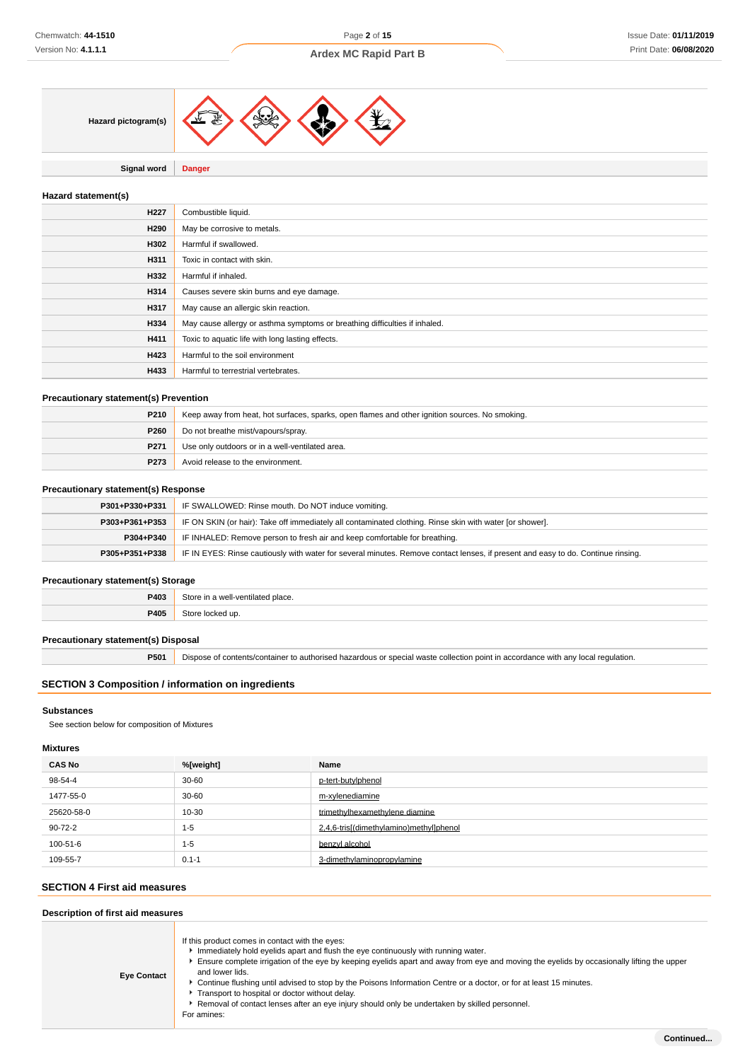| Hazard pictogram(s) | |
|---|---|
| Signal word | **Danger** |

### Hazard statement(s)

| | |
|---|---|
| **H227** | Combustible liquid. |
| **H290** | May be corrosive to metals. |
| **H302** | Harmful if swallowed. |
| **H311** | Toxic in contact with skin. |
| **H332** | Harmful if inhaled. |
| **H314** | Causes severe skin burns and eye damage. |
| **H317** | May cause an allergic skin reaction. |
| **H334** | May cause allergy or asthma symptoms or breathing difficulties if inhaled. |
| **H411** | Toxic to aquatic life with long lasting effects. |
| **H423** | Harmful to the soil environment |
| **H433** | Harmful to terrestrial vertebrates. |

### Precautionary statement(s) Prevention

| | |
|---|---|
| **P210** | Keep away from heat, hot surfaces, sparks, open flames and other ignition sources. No smoking. |
| **P260** | Do not breathe mist/vapours/spray. |
| **P271** | Use only outdoors or in a well-ventilated area. |
| **P273** | Avoid release to the environment. |

### Precautionary statement(s) Response

| | |
|---|---|
| **P301+P330+P331** | IF SWALLOWED: Rinse mouth. Do NOT induce vomiting. |
| **P303+P361+P353** | IF ON SKIN (or hair): Take off immediately all contaminated clothing. Rinse skin with water [or shower]. |
| **P304+P340** | IF INHALED: Remove person to fresh air and keep comfortable for breathing. |
| **P305+P351+P338** | IF IN EYES: Rinse cautiously with water for several minutes. Remove contact lenses, if present and easy to do. Continue rinsing. |

### Precautionary statement(s) Storage

| | |
|---|---|
| **P403** | Store in a well-ventilated place. |
| **P405** | Store locked up. |

### Precautionary statement(s) Disposal

| | |
|---|---|
| **P501** | Dispose of contents/container to authorised hazardous or special waste collection point in accordance with any local regulation. |

## SECTION 3 Composition / information on ingredients

### Substances

See section below for composition of Mixtures

### Mixtures

| CAS No | %[weight] | Name |
|---|---|---|
| 98-54-4 | 30-60 | p-tert-butylphenol |
| 1477-55-0 | 30-60 | m-xylenediamine |
| 25620-58-0 | 10-30 | trimethylhexamethylene diamine |
| 90-72-2 | 1-5 | 2,4,6-tris[(dimethylamino)methyl]phenol |
| 100-51-6 | 1-5 | benzyl alcohol |
| 109-55-7 | 0.1-1 | 3-dimethylaminopropylamine |

## SECTION 4 First aid measures

### Description of first aid measures

| | |
|---|---|
| **Eye Contact** | If this product comes in contact with the eyes:<br>▸ Immediately hold eyelids apart and flush the eye continuously with running water.<br>▸ Ensure complete irrigation of the eye by keeping eyelids apart and away from eye and moving the eyelids by occasionally lifting the upper and lower lids.<br>▸ Continue flushing until advised to stop by the Poisons Information Centre or a doctor, or for at least 15 minutes.<br>▸ Transport to hospital or doctor without delay.<br>▸ Removal of contact lenses after an eye injury should only be undertaken by skilled personnel.<br>For amines: |

**Continued...**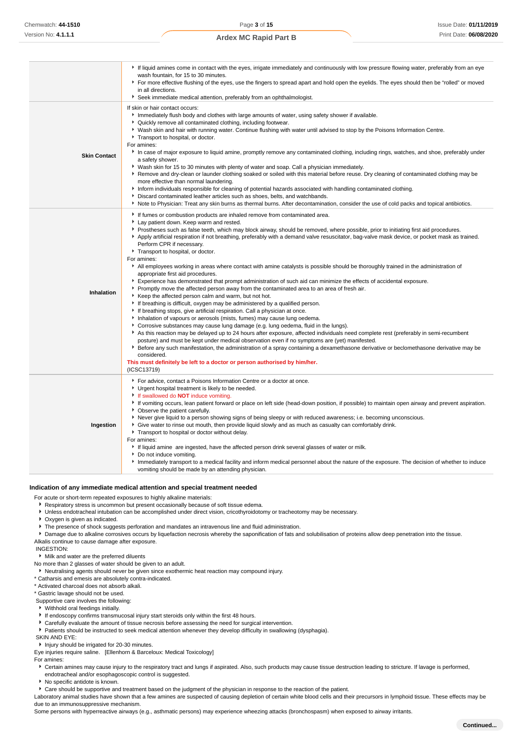| | |
|---|---|
| | ▸ If liquid amines come in contact with the eyes, irrigate immediately and continuously with low pressure flowing water, preferably from an eye wash fountain, for 15 to 30 minutes.<br>▸ For more effective flushing of the eyes, use the fingers to spread apart and hold open the eyelids. The eyes should then be "rolled" or moved in all directions.<br>▸ Seek immediate medical attention, preferably from an ophthalmologist. |
| **Skin Contact** | If skin or hair contact occurs:<br>▸ Immediately flush body and clothes with large amounts of water, using safety shower if available.<br>▸ Quickly remove all contaminated clothing, including footwear.<br>▸ Wash skin and hair with running water. Continue flushing with water until advised to stop by the Poisons Information Centre.<br>▸ Transport to hospital, or doctor.<br>For amines:<br>▸ In case of major exposure to liquid amine, promptly remove any contaminated clothing, including rings, watches, and shoe, preferably under a safety shower.<br>▸ Wash skin for 15 to 30 minutes with plenty of water and soap. Call a physician immediately.<br>▸ Remove and dry-clean or launder clothing soaked or soiled with this material before reuse. Dry cleaning of contaminated clothing may be more effective than normal laundering.<br>▸ Inform individuals responsible for cleaning of potential hazards associated with handling contaminated clothing.<br>▸ Discard contaminated leather articles such as shoes, belts, and watchbands.<br>▸ Note to Physician: Treat any skin burns as thermal burns. After decontamination, consider the use of cold packs and topical antibiotics. |
| **Inhalation** | ▸ If fumes or combustion products are inhaled remove from contaminated area.<br>▸ Lay patient down. Keep warm and rested.<br>▸ Prostheses such as false teeth, which may block airway, should be removed, where possible, prior to initiating first aid procedures.<br>▸ Apply artificial respiration if not breathing, preferably with a demand valve resuscitator, bag-valve mask device, or pocket mask as trained. Perform CPR if necessary.<br>▸ Transport to hospital, or doctor.<br>For amines:<br>▸ All employees working in areas where contact with amine catalysts is possible should be thoroughly trained in the administration of appropriate first aid procedures.<br>▸ Experience has demonstrated that prompt administration of such aid can minimize the effects of accidental exposure.<br>▸ Promptly move the affected person away from the contaminated area to an area of fresh air.<br>▸ Keep the affected person calm and warm, but not hot.<br>▸ If breathing is difficult, oxygen may be administered by a qualified person.<br>▸ If breathing stops, give artificial respiration. Call a physician at once.<br>▸ Inhalation of vapours or aerosols (mists, fumes) may cause lung oedema.<br>▸ Corrosive substances may cause lung damage (e.g. lung oedema, fluid in the lungs).<br>▸ As this reaction may be delayed up to 24 hours after exposure, affected individuals need complete rest (preferably in semi-recumbent posture) and must be kept under medical observation even if no symptoms are (yet) manifested.<br>▸ Before any such manifestation, the administration of a spray containing a dexamethasone derivative or beclomethasone derivative may be considered.<br>**This must definitely be left to a doctor or person authorised by him/her.**<br>(ICSC13719) |
| **Ingestion** | ▸ For advice, contact a Poisons Information Centre or a doctor at once.<br>▸ Urgent hospital treatment is likely to be needed.<br>▸ If swallowed do **NOT** induce vomiting.<br>▸ If vomiting occurs, lean patient forward or place on left side (head-down position, if possible) to maintain open airway and prevent aspiration.<br>▸ Observe the patient carefully.<br>▸ Never give liquid to a person showing signs of being sleepy or with reduced awareness; i.e. becoming unconscious.<br>▸ Give water to rinse out mouth, then provide liquid slowly and as much as casualty can comfortably drink.<br>▸ Transport to hospital or doctor without delay.<br>For amines:<br>▸ If liquid amine are ingested, have the affected person drink several glasses of water or milk.<br>▸ Do not induce vomiting.<br>▸ Immediately transport to a medical facility and inform medical personnel about the nature of the exposure. The decision of whether to induce vomiting should be made by an attending physician. |

### Indication of any immediate medical attention and special treatment needed

For acute or short-term repeated exposures to highly alkaline materials:

- Respiratory stress is uncommon but present occasionally because of soft tissue edema.
- Unless endotracheal intubation can be accomplished under direct vision, cricothyroidotomy or tracheotomy may be necessary.
- Oxygen is given as indicated.
- The presence of shock suggests perforation and mandates an intravenous line and fluid administration.
- Damage due to alkaline corrosives occurs by liquefaction necrosis whereby the saponification of fats and solubilisation of proteins allow deep penetration into the tissue.

Alkalis continue to cause damage after exposure.

INGESTION:

- Milk and water are the preferred diluents

No more than 2 glasses of water should be given to an adult.

- Neutralising agents should never be given since exothermic heat reaction may compound injury.

* Catharsis and emesis are absolutely contra-indicated.
* Activated charcoal does not absorb alkali.
* Gastric lavage should not be used.

Supportive care involves the following:

- Withhold oral feedings initially.
- If endoscopy confirms transmucosal injury start steroids only within the first 48 hours.
- Carefully evaluate the amount of tissue necrosis before assessing the need for surgical intervention.
- Patients should be instructed to seek medical attention whenever they develop difficulty in swallowing (dysphagia).

SKIN AND EYE:

- Injury should be irrigated for 20-30 minutes.

Eye injuries require saline. [Ellenhorn & Barceloux: Medical Toxicology]

For amines:

- Certain amines may cause injury to the respiratory tract and lungs if aspirated. Also, such products may cause tissue destruction leading to stricture. If lavage is performed, endotracheal and/or esophagoscopic control is suggested.
- No specific antidote is known.
- Care should be supportive and treatment based on the judgment of the physician in response to the reaction of the patient.

Laboratory animal studies have shown that a few amines are suspected of causing depletion of certain white blood cells and their precursors in lymphoid tissue. These effects may be due to an immunosuppressive mechanism.

Some persons with hyperreactive airways (e.g., asthmatic persons) may experience wheezing attacks (bronchospasm) when exposed to airway irritants.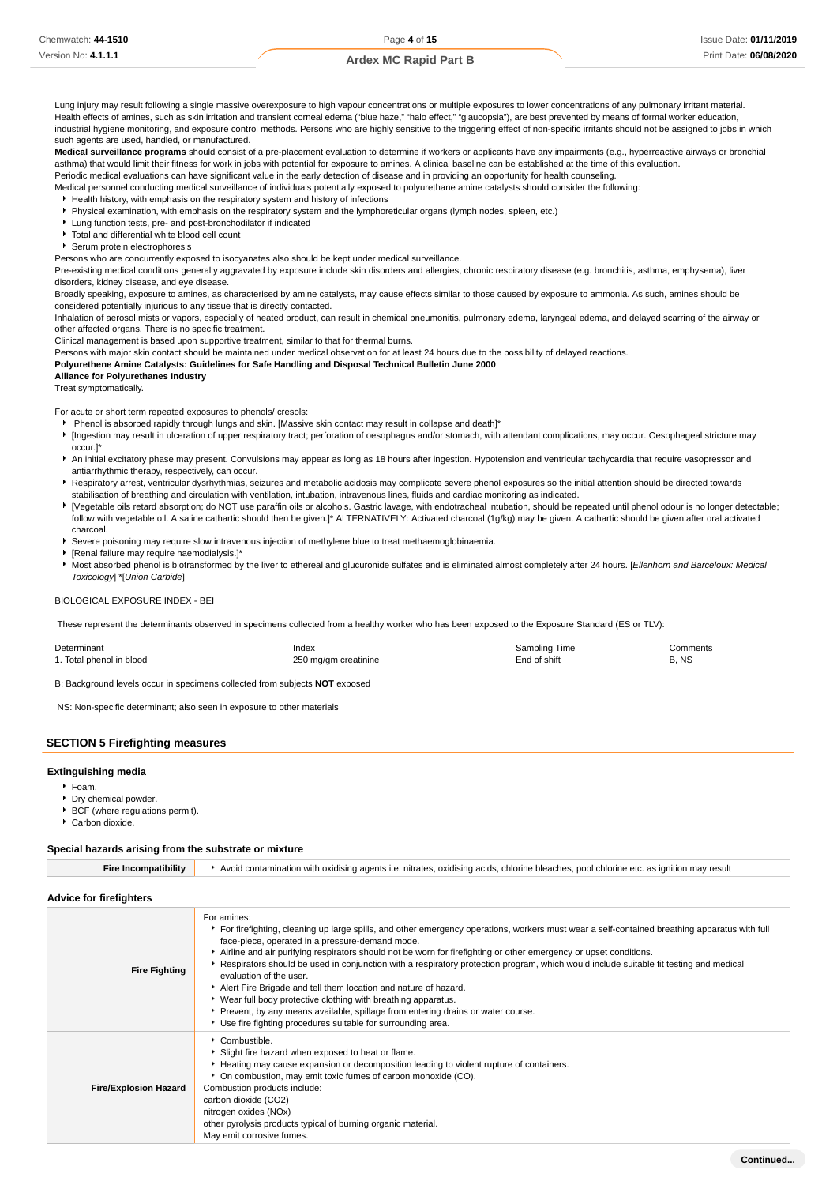Lung injury may result following a single massive overexposure to high vapour concentrations or multiple exposures to lower concentrations of any pulmonary irritant material.
Health effects of amines, such as skin irritation and transient corneal edema ("blue haze," "halo effect," "glaucopsia"), are best prevented by means of formal worker education, industrial hygiene monitoring, and exposure control methods. Persons who are highly sensitive to the triggering effect of non-specific irritants should not be assigned to jobs in which such agents are used, handled, or manufactured.
**Medical surveillance programs** should consist of a pre-placement evaluation to determine if workers or applicants have any impairments (e.g., hyperreactive airways or bronchial asthma) that would limit their fitness for work in jobs with potential for exposure to amines. A clinical baseline can be established at the time of this evaluation.
Periodic medical evaluations can have significant value in the early detection of disease and in providing an opportunity for health counseling.
Medical personnel conducting medical surveillance of individuals potentially exposed to polyurethane amine catalysts should consider the following:

- Health history, with emphasis on the respiratory system and history of infections
- Physical examination, with emphasis on the respiratory system and the lymphoreticular organs (lymph nodes, spleen, etc.)
- Lung function tests, pre- and post-bronchodilator if indicated
- Total and differential white blood cell count
- Serum protein electrophoresis

Persons who are concurrently exposed to isocyanates also should be kept under medical surveillance.
Pre-existing medical conditions generally aggravated by exposure include skin disorders and allergies, chronic respiratory disease (e.g. bronchitis, asthma, emphysema), liver disorders, kidney disease, and eye disease.
Broadly speaking, exposure to amines, as characterised by amine catalysts, may cause effects similar to those caused by exposure to ammonia. As such, amines should be considered potentially injurious to any tissue that is directly contacted.
Inhalation of aerosol mists or vapors, especially of heated product, can result in chemical pneumonitis, pulmonary edema, laryngeal edema, and delayed scarring of the airway or other affected organs. There is no specific treatment.
Clinical management is based upon supportive treatment, similar to that for thermal burns.
Persons with major skin contact should be maintained under medical observation for at least 24 hours due to the possibility of delayed reactions.
**Polyurethene Amine Catalysts: Guidelines for Safe Handling and Disposal Technical Bulletin June 2000**
**Alliance for Polyurethanes Industry**
Treat symptomatically.

For acute or short term repeated exposures to phenols/ cresols:

- Phenol is absorbed rapidly through lungs and skin. [Massive skin contact may result in collapse and death]*
- [Ingestion may result in ulceration of upper respiratory tract; perforation of oesophagus and/or stomach, with attendant complications, may occur. Oesophageal stricture may occur.]*
- An initial excitatory phase may present. Convulsions may appear as long as 18 hours after ingestion. Hypotension and ventricular tachycardia that require vasopressor and antiarrhythmic therapy, respectively, can occur.
- Respiratory arrest, ventricular dysrhythmias, seizures and metabolic acidosis may complicate severe phenol exposures so the initial attention should be directed towards stabilisation of breathing and circulation with ventilation, intubation, intravenous lines, fluids and cardiac monitoring as indicated.
- [Vegetable oils retard absorption; do NOT use paraffin oils or alcohols. Gastric lavage, with endotracheal intubation, should be repeated until phenol odour is no longer detectable; follow with vegetable oil. A saline cathartic should then be given.]* ALTERNATIVELY: Activated charcoal (1g/kg) may be given. A cathartic should be given after oral activated charcoal.
- Severe poisoning may require slow intravenous injection of methylene blue to treat methaemoglobinaemia.
- [Renal failure may require haemodialysis.]*
- Most absorbed phenol is biotransformed by the liver to ethereal and glucuronide sulfates and is eliminated almost completely after 24 hours. [*Ellenhorn and Barceloux: Medical Toxicology*] *[*Union Carbide*]

BIOLOGICAL EXPOSURE INDEX - BEI

These represent the determinants observed in specimens collected from a healthy worker who has been exposed to the Exposure Standard (ES or TLV):

| Determinant | Index | Sampling Time | Comments |
|---|---|---|---|
| 1. Total phenol in blood | 250 mg/gm creatinine | End of shift | B, NS |

B: Background levels occur in specimens collected from subjects **NOT** exposed

NS: Non-specific determinant; also seen in exposure to other materials

## SECTION 5 Firefighting measures

### Extinguishing media

- Foam.
- Dry chemical powder.
- BCF (where regulations permit).
- Carbon dioxide.

### Special hazards arising from the substrate or mixture

| | |
|---|---|
| **Fire Incompatibility** | Avoid contamination with oxidising agents i.e. nitrates, oxidising acids, chlorine bleaches, pool chlorine etc. as ignition may result |

### Advice for firefighters

| | |
|---|---|
| **Fire Fighting** | For amines:<br>• For firefighting, cleaning up large spills, and other emergency operations, workers must wear a self-contained breathing apparatus with full face-piece, operated in a pressure-demand mode.<br>• Airline and air purifying respirators should not be worn for firefighting or other emergency or upset conditions.<br>• Respirators should be used in conjunction with a respiratory protection program, which would include suitable fit testing and medical evaluation of the user.<br>• Alert Fire Brigade and tell them location and nature of hazard.<br>• Wear full body protective clothing with breathing apparatus.<br>• Prevent, by any means available, spillage from entering drains or water course.<br>• Use fire fighting procedures suitable for surrounding area. |
| **Fire/Explosion Hazard** | • Combustible.<br>• Slight fire hazard when exposed to heat or flame.<br>• Heating may cause expansion or decomposition leading to violent rupture of containers.<br>• On combustion, may emit toxic fumes of carbon monoxide (CO).<br>Combustion products include:<br>carbon dioxide ($CO_2$)<br>nitrogen oxides ($NO_x$)<br>other pyrolysis products typical of burning organic material.<br>May emit corrosive fumes. |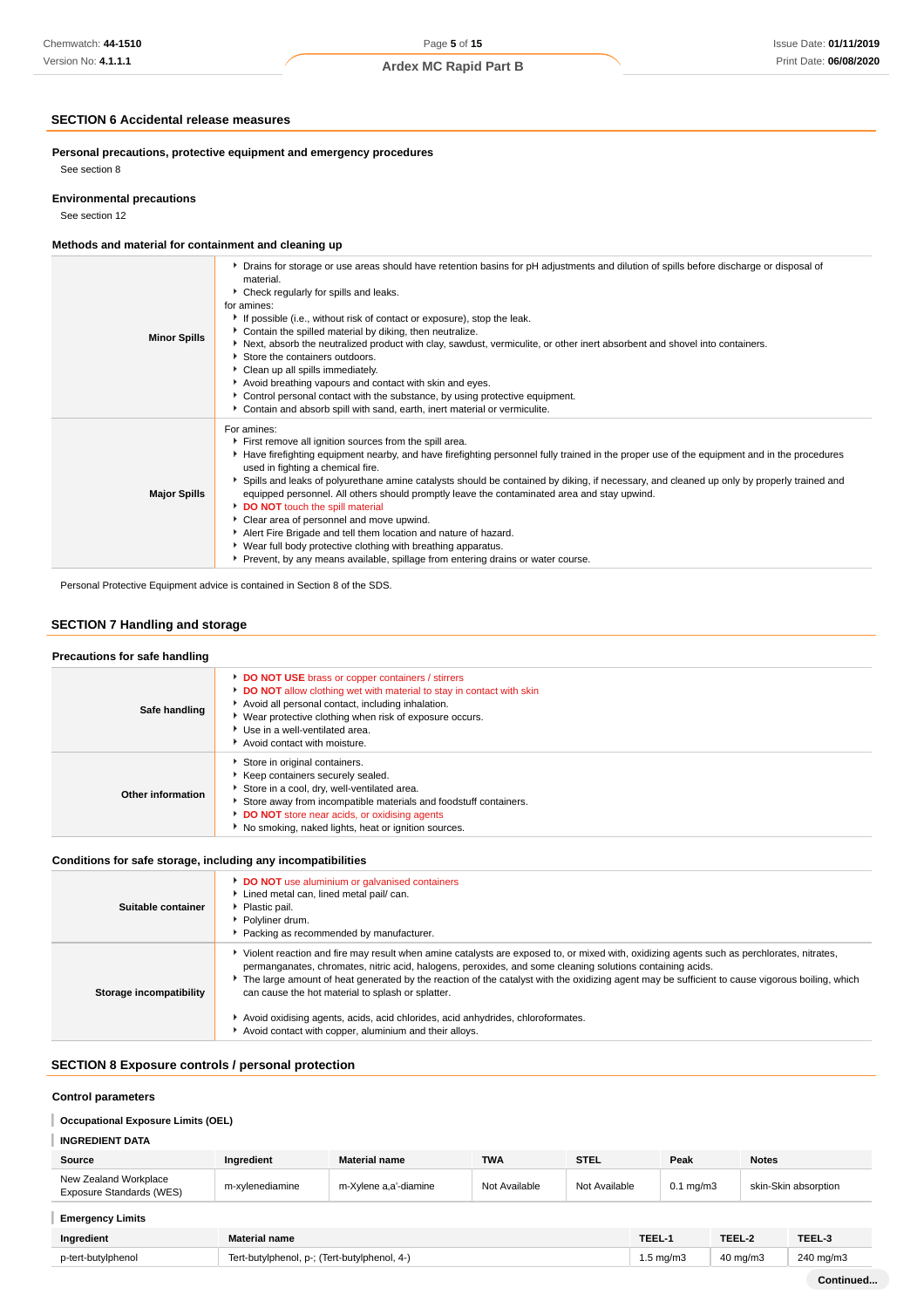## SECTION 6 Accidental release measures

### Personal precautions, protective equipment and emergency procedures

See section 8

### Environmental precautions

See section 12

### Methods and material for containment and cleaning up

| | |
|---|---|
| **Minor Spills** | - Drains for storage or use areas should have retention basins for pH adjustments and dilution of spills before discharge or disposal of material.<br>- Check regularly for spills and leaks.<br>for amines:<br>- If possible (i.e., without risk of contact or exposure), stop the leak.<br>- Contain the spilled material by diking, then neutralize.<br>- Next, absorb the neutralized product with clay, sawdust, vermiculite, or other inert absorbent and shovel into containers.<br>- Store the containers outdoors.<br>- Clean up all spills immediately.<br>- Avoid breathing vapours and contact with skin and eyes.<br>- Control personal contact with the substance, by using protective equipment.<br>- Contain and absorb spill with sand, earth, inert material or vermiculite. |
| **Major Spills** | For amines:<br>- First remove all ignition sources from the spill area.<br>- Have firefighting equipment nearby, and have firefighting personnel fully trained in the proper use of the equipment and in the procedures used in fighting a chemical fire.<br>- Spills and leaks of polyurethane amine catalysts should be contained by diking, if necessary, and cleaned up only by properly trained and equipped personnel. All others should promptly leave the contaminated area and stay upwind.<br>- **DO NOT** touch the spill material<br>- Clear area of personnel and move upwind.<br>- Alert Fire Brigade and tell them location and nature of hazard.<br>- Wear full body protective clothing with breathing apparatus.<br>- Prevent, by any means available, spillage from entering drains or water course. |

Personal Protective Equipment advice is contained in Section 8 of the SDS.

## SECTION 7 Handling and storage

### Precautions for safe handling

| | |
|---|---|
| **Safe handling** | - **DO NOT USE** brass or copper containers / stirrers<br>- **DO NOT** allow clothing wet with material to stay in contact with skin<br>- Avoid all personal contact, including inhalation.<br>- Wear protective clothing when risk of exposure occurs.<br>- Use in a well-ventilated area.<br>- Avoid contact with moisture. |
| **Other information** | - Store in original containers.<br>- Keep containers securely sealed.<br>- Store in a cool, dry, well-ventilated area.<br>- Store away from incompatible materials and foodstuff containers.<br>- **DO NOT** store near acids, or oxidising agents<br>- No smoking, naked lights, heat or ignition sources. |

### Conditions for safe storage, including any incompatibilities

| | |
|---|---|
| **Suitable container** | - **DO NOT** use aluminium or galvanised containers<br>- Lined metal can, lined metal pail/ can.<br>- Plastic pail.<br>- Polyliner drum.<br>- Packing as recommended by manufacturer. |
| **Storage incompatibility** | - Violent reaction and fire may result when amine catalysts are exposed to, or mixed with, oxidizing agents such as perchlorates, nitrates, permanganates, chromates, nitric acid, halogens, peroxides, and some cleaning solutions containing acids.<br>- The large amount of heat generated by the reaction of the catalyst with the oxidizing agent may be sufficient to cause vigorous boiling, which can cause the hot material to splash or splatter.<br><br>- Avoid oxidising agents, acids, acid chlorides, acid anhydrides, chloroformates.<br>- Avoid contact with copper, aluminium and their alloys. |

## SECTION 8 Exposure controls / personal protection

### Control parameters

**Occupational Exposure Limits (OEL)**

**INGREDIENT DATA**

| Source | Ingredient | Material name | TWA | STEL | Peak | Notes |
|---|---|---|---|---|---|---|
| New Zealand Workplace Exposure Standards (WES) | m-xylenediamine | m-Xylene a,a'-diamine | Not Available | Not Available | 0.1 mg/m3 | skin-Skin absorption |

**Emergency Limits**

| Ingredient | Material name | TEEL-1 | TEEL-2 | TEEL-3 |
|---|---|---|---|---|
| p-tert-butylphenol | Tert-butylphenol, p-; (Tert-butylphenol, 4-) | 1.5 mg/m3 | 40 mg/m3 | 240 mg/m3 |

Continued...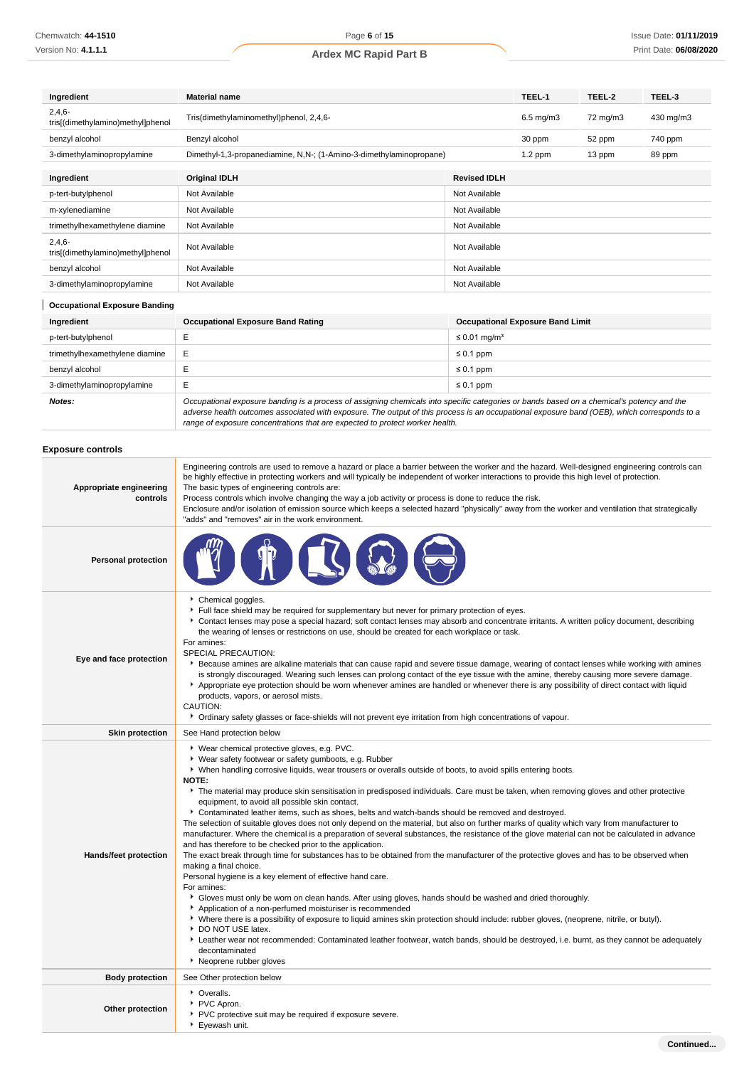| Ingredient | Material name | TEEL-1 | TEEL-2 | TEEL-3 |
|---|---|---|---|---|
| 2,4,6-tris[(dimethylamino)methyl]phenol | Tris(dimethylaminomethyl)phenol, 2,4,6- | 6.5 mg/m3 | 72 mg/m3 | 430 mg/m3 |
| benzyl alcohol | Benzyl alcohol | 30 ppm | 52 ppm | 740 ppm |
| 3-dimethylaminopropylamine | Dimethyl-1,3-propanediamine, N,N-; (1-Amino-3-dimethylaminopropane) | 1.2 ppm | 13 ppm | 89 ppm |

| Ingredient | Original IDLH | Revised IDLH |
|---|---|---|
| p-tert-butylphenol | Not Available | Not Available |
| m-xylenediamine | Not Available | Not Available |
| trimethylhexamethylene diamine | Not Available | Not Available |
| 2,4,6-tris[(dimethylamino)methyl]phenol | Not Available | Not Available |
| benzyl alcohol | Not Available | Not Available |
| 3-dimethylaminopropylamine | Not Available | Not Available |

### Occupational Exposure Banding

| Ingredient | Occupational Exposure Band Rating | Occupational Exposure Band Limit |
|---|---|---|
| p-tert-butylphenol | E | ≤ 0.01 mg/m³ |
| trimethylhexamethylene diamine | E | ≤ 0.1 ppm |
| benzyl alcohol | E | ≤ 0.1 ppm |
| 3-dimethylaminopropylamine | E | ≤ 0.1 ppm |
| **Notes:** | *Occupational exposure banding is a process of assigning chemicals into specific categories or bands based on a chemical's potency and the adverse health outcomes associated with exposure. The output of this process is an occupational exposure band (OEB), which corresponds to a range of exposure concentrations that are expected to protect worker health.* | |

### Exposure controls

| | |
|---|---|
| **Appropriate engineering controls** | Engineering controls are used to remove a hazard or place a barrier between the worker and the hazard. Well-designed engineering controls can be highly effective in protecting workers and will typically be independent of worker interactions to provide this high level of protection.<br>The basic types of engineering controls are:<br>Process controls which involve changing the way a job activity or process is done to reduce the risk.<br>Enclosure and/or isolation of emission source which keeps a selected hazard "physically" away from the worker and ventilation that strategically "adds" and "removes" air in the work environment. |
| **Personal protection** | |
| **Eye and face protection** | ▸ Chemical goggles.<br>▸ Full face shield may be required for supplementary but never for primary protection of eyes.<br>▸ Contact lenses may pose a special hazard; soft contact lenses may absorb and concentrate irritants. A written policy document, describing the wearing of lenses or restrictions on use, should be created for each workplace or task.<br>For amines:<br>SPECIAL PRECAUTION:<br>▸ Because amines are alkaline materials that can cause rapid and severe tissue damage, wearing of contact lenses while working with amines is strongly discouraged. Wearing such lenses can prolong contact of the eye tissue with the amine, thereby causing more severe damage.<br>▸ Appropriate eye protection should be worn whenever amines are handled or whenever there is any possibility of direct contact with liquid products, vapors, or aerosol mists.<br>CAUTION:<br>▸ Ordinary safety glasses or face-shields will not prevent eye irritation from high concentrations of vapour. |
| **Skin protection** | See Hand protection below |
| **Hands/feet protection** | ▸ Wear chemical protective gloves, e.g. PVC.<br>▸ Wear safety footwear or safety gumboots, e.g. Rubber<br>▸ When handling corrosive liquids, wear trousers or overalls outside of boots, to avoid spills entering boots.<br>**NOTE:**<br>▸ The material may produce skin sensitisation in predisposed individuals. Care must be taken, when removing gloves and other protective equipment, to avoid all possible skin contact.<br>▸ Contaminated leather items, such as shoes, belts and watch-bands should be removed and destroyed.<br>The selection of suitable gloves does not only depend on the material, but also on further marks of quality which vary from manufacturer to manufacturer. Where the chemical is a preparation of several substances, the resistance of the glove material can not be calculated in advance and has therefore to be checked prior to the application.<br>The exact break through time for substances has to be obtained from the manufacturer of the protective gloves and has to be observed when making a final choice.<br>Personal hygiene is a key element of effective hand care.<br>For amines:<br>▸ Gloves must only be worn on clean hands. After using gloves, hands should be washed and dried thoroughly.<br>▸ Application of a non-perfumed moisturiser is recommended<br>▸ Where there is a possibility of exposure to liquid amines skin protection should include: rubber gloves, (neoprene, nitrile, or butyl).<br>▸ DO NOT USE latex.<br>▸ Leather wear not recommended: Contaminated leather footwear, watch bands, should be destroyed, i.e. burnt, as they cannot be adequately decontaminated<br>▸ Neoprene rubber gloves |
| **Body protection** | See Other protection below |
| **Other protection** | ▸ Overalls.<br>▸ PVC Apron.<br>▸ PVC protective suit may be required if exposure severe.<br>▸ Eyewash unit. |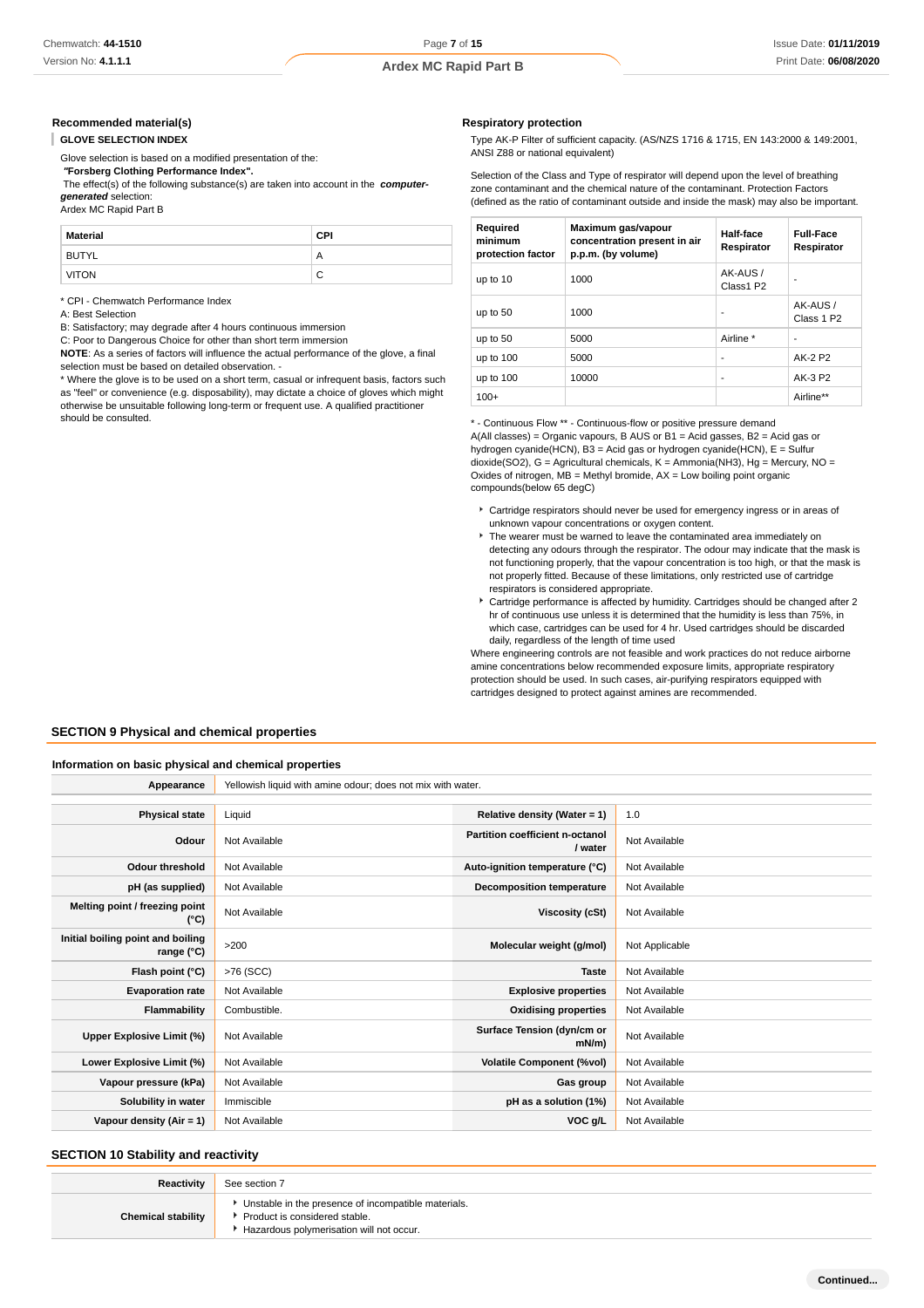### Recommended material(s)

**GLOVE SELECTION INDEX**

Glove selection is based on a modified presentation of the:
**"Forsberg Clothing Performance Index".**
The effect(s) of the following substance(s) are taken into account in the ***computer-generated*** selection:
Ardex MC Rapid Part B

| Material | CPI |
|---|---|
| BUTYL | A |
| VITON | C |

* CPI - Chemwatch Performance Index
A: Best Selection
B: Satisfactory; may degrade after 4 hours continuous immersion
C: Poor to Dangerous Choice for other than short term immersion
**NOTE**: As a series of factors will influence the actual performance of the glove, a final selection must be based on detailed observation. -
* Where the glove is to be used on a short term, casual or infrequent basis, factors such as "feel" or convenience (e.g. disposability), may dictate a choice of gloves which might otherwise be unsuitable following long-term or frequent use. A qualified practitioner should be consulted.

### Respiratory protection

Type AK-P Filter of sufficient capacity. (AS/NZS 1716 & 1715, EN 143:2000 & 149:2001, ANSI Z88 or national equivalent)

Selection of the Class and Type of respirator will depend upon the level of breathing zone contaminant and the chemical nature of the contaminant. Protection Factors (defined as the ratio of contaminant outside and inside the mask) may also be important.

| Required minimum protection factor | Maximum gas/vapour concentration present in air p.p.m. (by volume) | Half-face Respirator | Full-Face Respirator |
|---|---|---|---|
| up to 10 | 1000 | AK-AUS / Class1 P2 | - |
| up to 50 | 1000 | - | AK-AUS / Class 1 P2 |
| up to 50 | 5000 | Airline * | - |
| up to 100 | 5000 | - | AK-2 P2 |
| up to 100 | 10000 | - | AK-3 P2 |
| 100+ | | | Airline** |

* - Continuous Flow ** - Continuous-flow or positive pressure demand
A(All classes) = Organic vapours, B AUS or B1 = Acid gasses, B2 = Acid gas or hydrogen cyanide(HCN), B3 = Acid gas or hydrogen cyanide(HCN), E = Sulfur dioxide(SO2), G = Agricultural chemicals, K = Ammonia(NH3), Hg = Mercury, NO = Oxides of nitrogen, MB = Methyl bromide, AX = Low boiling point organic compounds(below 65 degC)

- Cartridge respirators should never be used for emergency ingress or in areas of unknown vapour concentrations or oxygen content.
- The wearer must be warned to leave the contaminated area immediately on detecting any odours through the respirator. The odour may indicate that the mask is not functioning properly, that the vapour concentration is too high, or that the mask is not properly fitted. Because of these limitations, only restricted use of cartridge respirators is considered appropriate.
- Cartridge performance is affected by humidity. Cartridges should be changed after 2 hr of continuous use unless it is determined that the humidity is less than 75%, in which case, cartridges can be used for 4 hr. Used cartridges should be discarded daily, regardless of the length of time used

Where engineering controls are not feasible and work practices do not reduce airborne amine concentrations below recommended exposure limits, appropriate respiratory protection should be used. In such cases, air-purifying respirators equipped with cartridges designed to protect against amines are recommended.

## SECTION 9 Physical and chemical properties

### Information on basic physical and chemical properties

| Appearance | Yellowish liquid with amine odour; does not mix with water. | | |
|---|---|---|---|
| **Physical state** | Liquid | **Relative density (Water = 1)** | 1.0 |
| **Odour** | Not Available | **Partition coefficient n-octanol / water** | Not Available |
| **Odour threshold** | Not Available | **Auto-ignition temperature (°C)** | Not Available |
| **pH (as supplied)** | Not Available | **Decomposition temperature** | Not Available |
| **Melting point / freezing point (°C)** | Not Available | **Viscosity (cSt)** | Not Available |
| **Initial boiling point and boiling range (°C)** | >200 | **Molecular weight (g/mol)** | Not Applicable |
| **Flash point (°C)** | >76 (SCC) | **Taste** | Not Available |
| **Evaporation rate** | Not Available | **Explosive properties** | Not Available |
| **Flammability** | Combustible. | **Oxidising properties** | Not Available |
| **Upper Explosive Limit (%)** | Not Available | **Surface Tension (dyn/cm or mN/m)** | Not Available |
| **Lower Explosive Limit (%)** | Not Available | **Volatile Component (%vol)** | Not Available |
| **Vapour pressure (kPa)** | Not Available | **Gas group** | Not Available |
| **Solubility in water** | Immiscible | **pH as a solution (1%)** | Not Available |
| **Vapour density (Air = 1)** | Not Available | **VOC g/L** | Not Available |

## SECTION 10 Stability and reactivity

| Reactivity | See section 7 |
|---|---|
| **Chemical stability** | Unstable in the presence of incompatible materials.<br>Product is considered stable.<br>Hazardous polymerisation will not occur. |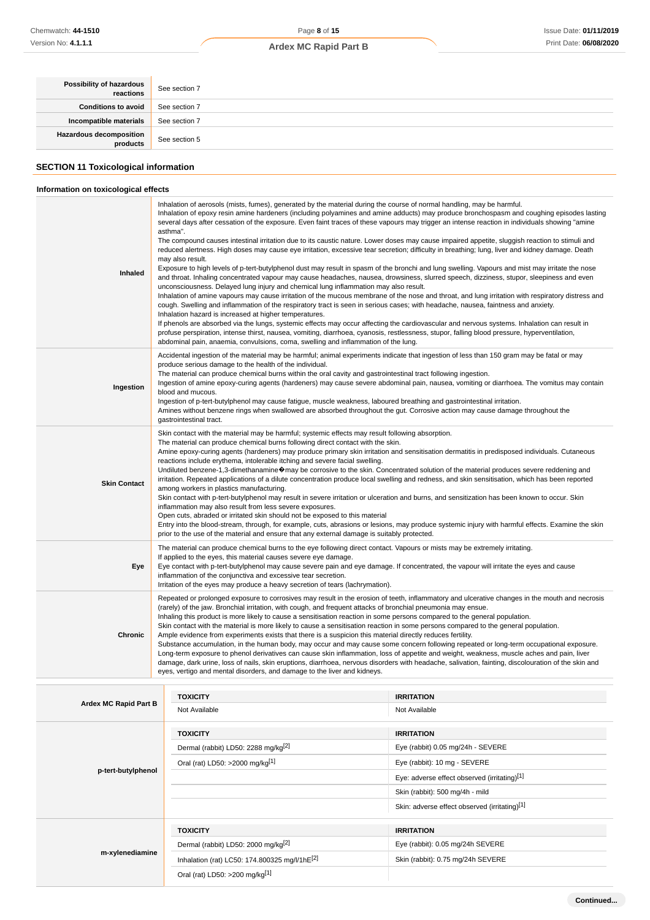| | |
|---|---|
| **Possibility of hazardous reactions** | See section 7 |
| **Conditions to avoid** | See section 7 |
| **Incompatible materials** | See section 7 |
| **Hazardous decomposition products** | See section 5 |

## SECTION 11 Toxicological information

### Information on toxicological effects

| | |
|---|---|
| **Inhaled** | Inhalation of aerosols (mists, fumes), generated by the material during the course of normal handling, may be harmful.<br>Inhalation of epoxy resin amine hardeners (including polyamines and amine adducts) may produce bronchospasm and coughing episodes lasting several days after cessation of the exposure. Even faint traces of these vapours may trigger an intense reaction in individuals showing "amine asthma".<br>The compound causes intestinal irritation due to its caustic nature. Lower doses may cause impaired appetite, sluggish reaction to stimuli and reduced alertness. High doses may cause eye irritation, excessive tear secretion; difficulty in breathing; lung, liver and kidney damage. Death may also result.<br>Exposure to high levels of p-tert-butylphenol dust may result in spasm of the bronchi and lung swelling. Vapours and mist may irritate the nose and throat. Inhaling concentrated vapour may cause headaches, nausea, drowsiness, slurred speech, dizziness, stupor, sleepiness and even unconsciousness. Delayed lung injury and chemical lung inflammation may also result.<br>Inhalation of amine vapours may cause irritation of the mucous membrane of the nose and throat, and lung irritation with respiratory distress and cough. Swelling and inflammation of the respiratory tract is seen in serious cases; with headache, nausea, faintness and anxiety.<br>Inhalation hazard is increased at higher temperatures.<br>If phenols are absorbed via the lungs, systemic effects may occur affecting the cardiovascular and nervous systems. Inhalation can result in profuse perspiration, intense thirst, nausea, vomiting, diarrhoea, cyanosis, restlessness, stupor, falling blood pressure, hyperventilation, abdominal pain, anaemia, convulsions, coma, swelling and inflammation of the lung. |
| **Ingestion** | Accidental ingestion of the material may be harmful; animal experiments indicate that ingestion of less than 150 gram may be fatal or may produce serious damage to the health of the individual.<br>The material can produce chemical burns within the oral cavity and gastrointestinal tract following ingestion.<br>Ingestion of amine epoxy-curing agents (hardeners) may cause severe abdominal pain, nausea, vomiting or diarrhoea. The vomitus may contain blood and mucous.<br>Ingestion of p-tert-butylphenol may cause fatigue, muscle weakness, laboured breathing and gastrointestinal irritation.<br>Amines without benzene rings when swallowed are absorbed throughout the gut. Corrosive action may cause damage throughout the gastrointestinal tract. |
| **Skin Contact** | Skin contact with the material may be harmful; systemic effects may result following absorption.<br>The material can produce chemical burns following direct contact with the skin.<br>Amine epoxy-curing agents (hardeners) may produce primary skin irritation and sensitisation dermatitis in predisposed individuals. Cutaneous reactions include erythema, intolerable itching and severe facial swelling.<br>Undiluted benzene-1,3-dimethanamine�may be corrosive to the skin. Concentrated solution of the material produces severe reddening and irritation. Repeated applications of a dilute concentration produce local swelling and redness, and skin sensitisation, which has been reported among workers in plastics manufacturing.<br>Skin contact with p-tert-butylphenol may result in severe irritation or ulceration and burns, and sensitization has been known to occur. Skin inflammation may also result from less severe exposures.<br>Open cuts, abraded or irritated skin should not be exposed to this material<br>Entry into the blood-stream, through, for example, cuts, abrasions or lesions, may produce systemic injury with harmful effects. Examine the skin prior to the use of the material and ensure that any external damage is suitably protected. |
| **Eye** | The material can produce chemical burns to the eye following direct contact. Vapours or mists may be extremely irritating.<br>If applied to the eyes, this material causes severe eye damage.<br>Eye contact with p-tert-butylphenol may cause severe pain and eye damage. If concentrated, the vapour will irritate the eyes and cause inflammation of the conjunctiva and excessive tear secretion.<br>Irritation of the eyes may produce a heavy secretion of tears (lachrymation). |
| **Chronic** | Repeated or prolonged exposure to corrosives may result in the erosion of teeth, inflammatory and ulcerative changes in the mouth and necrosis (rarely) of the jaw. Bronchial irritation, with cough, and frequent attacks of bronchial pneumonia may ensue.<br>Inhaling this product is more likely to cause a sensitisation reaction in some persons compared to the general population.<br>Skin contact with the material is more likely to cause a sensitisation reaction in some persons compared to the general population.<br>Ample evidence from experiments exists that there is a suspicion this material directly reduces fertility.<br>Substance accumulation, in the human body, may occur and may cause some concern following repeated or long-term occupational exposure.<br>Long-term exposure to phenol derivatives can cause skin inflammation, loss of appetite and weight, weakness, muscle aches and pain, liver damage, dark urine, loss of nails, skin eruptions, diarrhoea, nervous disorders with headache, salivation, fainting, discolouration of the skin and eyes, vertigo and mental disorders, and damage to the liver and kidneys. |

| | TOXICITY | IRRITATION |
|---|---|---|
| **Ardex MC Rapid Part B** | Not Available | Not Available |
| **p-tert-butylphenol** | Dermal (rabbit) LD50: 2288 mg/kg[2] | Eye (rabbit) 0.05 mg/24h - SEVERE |
| | Oral (rat) LD50: >2000 mg/kg[1] | Eye (rabbit): 10 mg - SEVERE |
| | | Eye: adverse effect observed (irritating)[1] |
| | | Skin (rabbit): 500 mg/4h - mild |
| | | Skin: adverse effect observed (irritating)[1] |
| **m-xylenediamine** | Dermal (rabbit) LD50: 2000 mg/kg[2] | Eye (rabbit): 0.05 mg/24h SEVERE |
| | Inhalation (rat) LC50: 174.800325 mg/l/1hE[2] | Skin (rabbit): 0.75 mg/24h SEVERE |
| | Oral (rat) LD50: >200 mg/kg[1] | |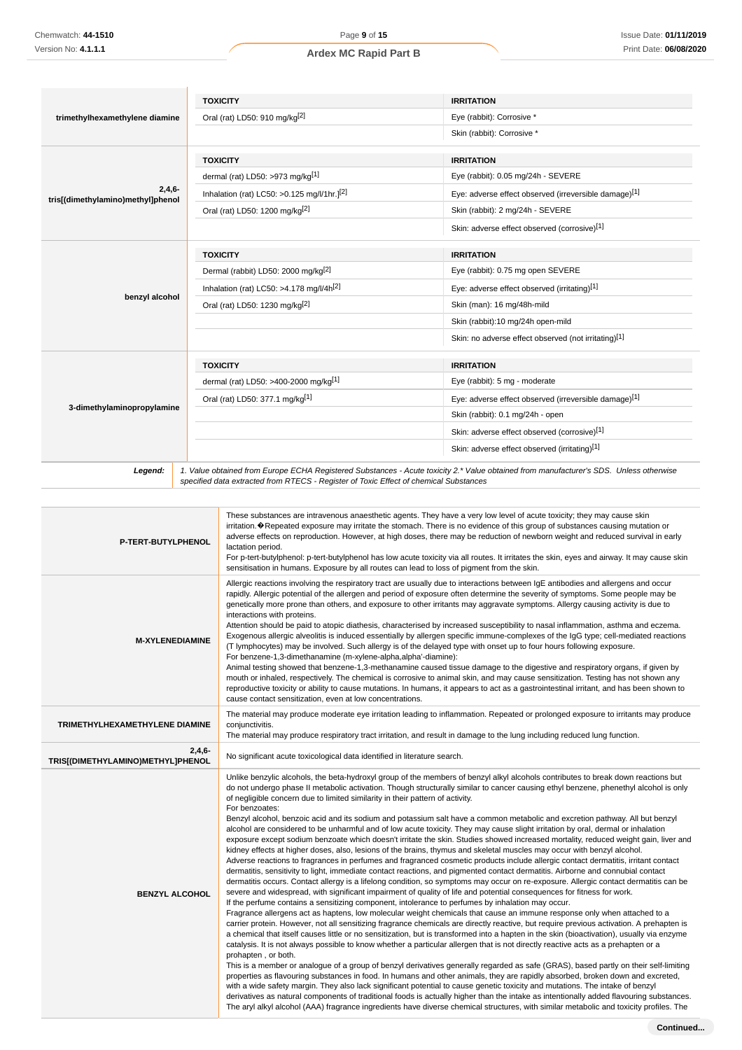| | TOXICITY | IRRITATION |
|---|---|---|
| **trimethylhexamethylene diamine** | Oral (rat) LD50: 910 mg/kg[2] | Eye (rabbit): Corrosive * |
| | | Skin (rabbit): Corrosive * |

| | TOXICITY | IRRITATION |
|---|---|---|
| **2,4,6-tris[(dimethylamino)methyl]phenol** | dermal (rat) LD50: >973 mg/kg[1] | Eye (rabbit): 0.05 mg/24h - SEVERE |
| | Inhalation (rat) LC50: >0.125 mg/l/1hr.[2] | Eye: adverse effect observed (irreversible damage)[1] |
| | Oral (rat) LD50: 1200 mg/kg[2] | Skin (rabbit): 2 mg/24h - SEVERE |
| | | Skin: adverse effect observed (corrosive)[1] |

| | TOXICITY | IRRITATION |
|---|---|---|
| **benzyl alcohol** | Dermal (rabbit) LD50: 2000 mg/kg[2] | Eye (rabbit): 0.75 mg open SEVERE |
| | Inhalation (rat) LC50: >4.178 mg/l/4h[2] | Eye: adverse effect observed (irritating)[1] |
| | Oral (rat) LD50: 1230 mg/kg[2] | Skin (man): 16 mg/48h-mild |
| | | Skin (rabbit):10 mg/24h open-mild |
| | | Skin: no adverse effect observed (not irritating)[1] |

| | TOXICITY | IRRITATION |
|---|---|---|
| **3-dimethylaminopropylamine** | dermal (rat) LD50: >400-2000 mg/kg[1] | Eye (rabbit): 5 mg - moderate |
| | Oral (rat) LD50: 377.1 mg/kg[1] | Eye: adverse effect observed (irreversible damage)[1] |
| | | Skin (rabbit): 0.1 mg/24h - open |
| | | Skin: adverse effect observed (corrosive)[1] |
| | | Skin: adverse effect observed (irritating)[1] |

***Legend:*** *1. Value obtained from Europe ECHA Registered Substances - Acute toxicity 2.* Value obtained from manufacturer's SDS. Unless otherwise specified data extracted from RTECS - Register of Toxic Effect of chemical Substances*

| | |
|---|---|
| **P-TERT-BUTYLPHENOL** | These substances are intravenous anaesthetic agents. They have a very low level of acute toxicity; they may cause skin irritation.�Repeated exposure may irritate the stomach. There is no evidence of this group of substances causing mutation or adverse effects on reproduction. However, at high doses, there may be reduction of newborn weight and reduced survival in early lactation period.<br>For p-tert-butylphenol: p-tert-butylphenol has low acute toxicity via all routes. It irritates the skin, eyes and airway. It may cause skin sensitisation in humans. Exposure by all routes can lead to loss of pigment from the skin. |
| **M-XYLENEDIAMINE** | Allergic reactions involving the respiratory tract are usually due to interactions between IgE antibodies and allergens and occur rapidly. Allergic potential of the allergen and period of exposure often determine the severity of symptoms. Some people may be genetically more prone than others, and exposure to other irritants may aggravate symptoms. Allergy causing activity is due to interactions with proteins.<br>Attention should be paid to atopic diathesis, characterised by increased susceptibility to nasal inflammation, asthma and eczema.<br>Exogenous allergic alveolitis is induced essentially by allergen specific immune-complexes of the IgG type; cell-mediated reactions (T lymphocytes) may be involved. Such allergy is of the delayed type with onset up to four hours following exposure.<br>For benzene-1,3-dimethanamine (m-xylene-alpha,alpha'-diamine):<br>Animal testing showed that benzene-1,3-methanamine caused tissue damage to the digestive and respiratory organs, if given by mouth or inhaled, respectively. The chemical is corrosive to animal skin, and may cause sensitization. Testing has not shown any reproductive toxicity or ability to cause mutations. In humans, it appears to act as a gastrointestinal irritant, and has been shown to cause contact sensitization, even at low concentrations. |
| **TRIMETHYLHEXAMETHYLENE DIAMINE** | The material may produce moderate eye irritation leading to inflammation. Repeated or prolonged exposure to irritants may produce conjunctivitis.<br>The material may produce respiratory tract irritation, and result in damage to the lung including reduced lung function. |
| **2,4,6-TRIS[(DIMETHYLAMINO)METHYL]PHENOL** | No significant acute toxicological data identified in literature search. |
| **BENZYL ALCOHOL** | Unlike benzylic alcohols, the beta-hydroxyl group of the members of benzyl alkyl alcohols contributes to break down reactions but do not undergo phase II metabolic activation. Though structurally similar to cancer causing ethyl benzene, phenethyl alcohol is only of negligible concern due to limited similarity in their pattern of activity.<br>For benzoates:<br>Benzyl alcohol, benzoic acid and its sodium and potassium salt have a common metabolic and excretion pathway. All but benzyl alcohol are considered to be unharmful and of low acute toxicity. They may cause slight irritation by oral, dermal or inhalation exposure except sodium benzoate which doesn't irritate the skin. Studies showed increased mortality, reduced weight gain, liver and kidney effects at higher doses, also, lesions of the brains, thymus and skeletal muscles may occur with benzyl alcohol.<br>Adverse reactions to fragrances in perfumes and fragranced cosmetic products include allergic contact dermatitis, irritant contact dermatitis, sensitivity to light, immediate contact reactions, and pigmented contact dermatitis. Airborne and connubial contact dermatitis occurs. Contact allergy is a lifelong condition, so symptoms may occur on re-exposure. Allergic contact dermatitis can be severe and widespread, with significant impairment of quality of life and potential consequences for fitness for work.<br>If the perfume contains a sensitizing component, intolerance to perfumes by inhalation may occur.<br>Fragrance allergens act as haptens, low molecular weight chemicals that cause an immune response only when attached to a carrier protein. However, not all sensitizing fragrance chemicals are directly reactive, but require previous activation. A prehapten is a chemical that itself causes little or no sensitization, but is transformed into a hapten in the skin (bioactivation), usually via enzyme catalysis. It is not always possible to know whether a particular allergen that is not directly reactive acts as a prehapten or a prohapten , or both.<br>This is a member or analogue of a group of benzyl derivatives generally regarded as safe (GRAS), based partly on their self-limiting properties as flavouring substances in food. In humans and other animals, they are rapidly absorbed, broken down and excreted, with a wide safety margin. They also lack significant potential to cause genetic toxicity and mutations. The intake of benzyl derivatives as natural components of traditional foods is actually higher than the intake as intentionally added flavouring substances.<br>The aryl alkyl alcohol (AAA) fragrance ingredients have diverse chemical structures, with similar metabolic and toxicity profiles. The |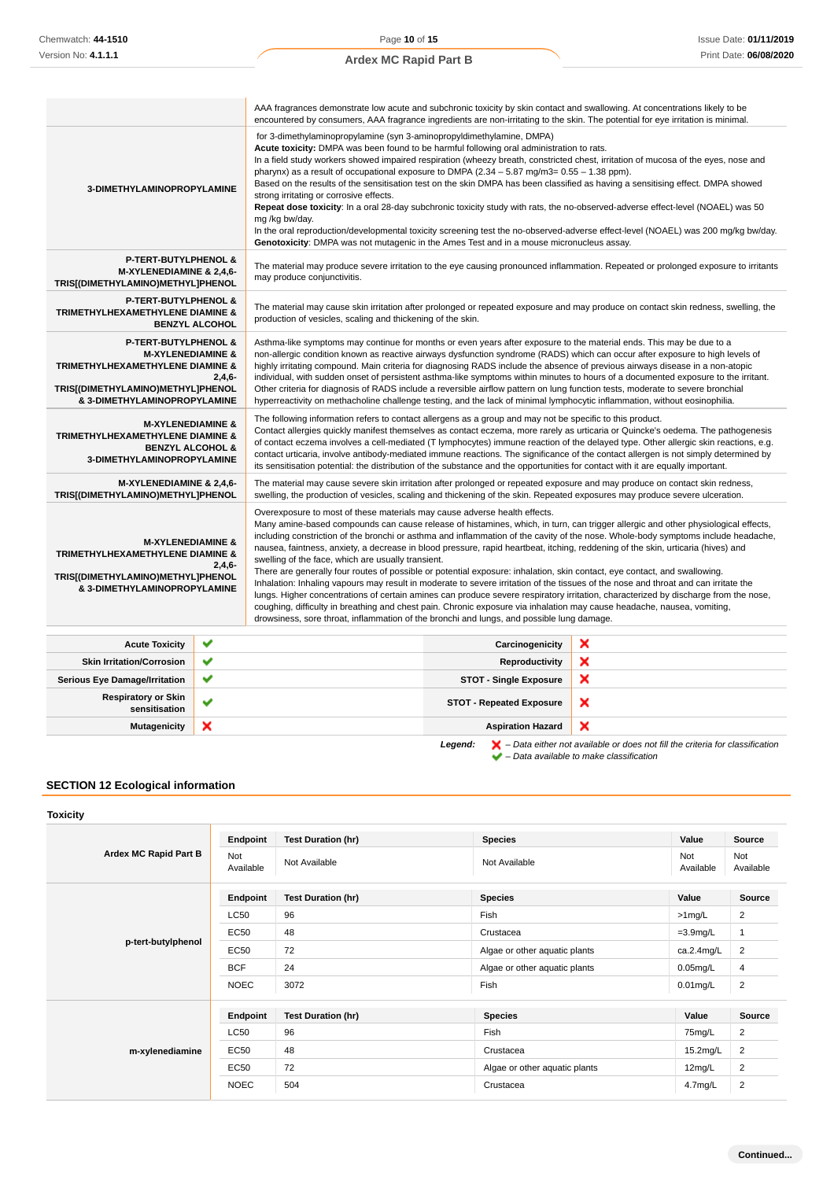| | |
|---|---|
| | AAA fragrances demonstrate low acute and subchronic toxicity by skin contact and swallowing. At concentrations likely to be encountered by consumers, AAA fragrance ingredients are non-irritating to the skin. The potential for eye irritation is minimal. |
| **3-DIMETHYLAMINOPROPYLAMINE** | for 3-dimethylaminopropylamine (syn 3-aminopropyldimethylamine, DMPA)<br>**Acute toxicity:** DMPA was been found to be harmful following oral administration to rats.<br>In a field study workers showed impaired respiration (wheezy breath, constricted chest, irritation of mucosa of the eyes, nose and pharynx) as a result of occupational exposure to DMPA (2.34 – 5.87 mg/m3= 0.55 – 1.38 ppm).<br>Based on the results of the sensitisation test on the skin DMPA has been classified as having a sensitising effect. DMPA showed strong irritating or corrosive effects.<br>**Repeat dose toxicity**: In a oral 28-day subchronic toxicity study with rats, the no-observed-adverse effect-level (NOAEL) was 50 mg /kg bw/day.<br>In the oral reproduction/developmental toxicity screening test the no-observed-adverse effect-level (NOAEL) was 200 mg/kg bw/day.<br>**Genotoxicity**: DMPA was not mutagenic in the Ames Test and in a mouse micronucleus assay. |
| **P-TERT-BUTYLPHENOL & M-XYLENEDIAMINE & 2,4,6-TRIS[(DIMETHYLAMINO)METHYL]PHENOL** | The material may produce severe irritation to the eye causing pronounced inflammation. Repeated or prolonged exposure to irritants may produce conjunctivitis. |
| **P-TERT-BUTYLPHENOL & TRIMETHYLHEXAMETHYLENE DIAMINE & BENZYL ALCOHOL** | The material may cause skin irritation after prolonged or repeated exposure and may produce on contact skin redness, swelling, the production of vesicles, scaling and thickening of the skin. |
| **P-TERT-BUTYLPHENOL & M-XYLENEDIAMINE & TRIMETHYLHEXAMETHYLENE DIAMINE & 2,4,6-TRIS[(DIMETHYLAMINO)METHYL]PHENOL & 3-DIMETHYLAMINOPROPYLAMINE** | Asthma-like symptoms may continue for months or even years after exposure to the material ends. This may be due to a non-allergic condition known as reactive airways dysfunction syndrome (RADS) which can occur after exposure to high levels of highly irritating compound. Main criteria for diagnosing RADS include the absence of previous airways disease in a non-atopic individual, with sudden onset of persistent asthma-like symptoms within minutes to hours of a documented exposure to the irritant. Other criteria for diagnosis of RADS include a reversible airflow pattern on lung function tests, moderate to severe bronchial hyperreactivity on methacholine challenge testing, and the lack of minimal lymphocytic inflammation, without eosinophilia. |
| **M-XYLENEDIAMINE & TRIMETHYLHEXAMETHYLENE DIAMINE & BENZYL ALCOHOL & 3-DIMETHYLAMINOPROPYLAMINE** | The following information refers to contact allergens as a group and may not be specific to this product.<br>Contact allergies quickly manifest themselves as contact eczema, more rarely as urticaria or Quincke's oedema. The pathogenesis of contact eczema involves a cell-mediated (T lymphocytes) immune reaction of the delayed type. Other allergic skin reactions, e.g. contact urticaria, involve antibody-mediated immune reactions. The significance of the contact allergen is not simply determined by its sensitisation potential: the distribution of the substance and the opportunities for contact with it are equally important. |
| **M-XYLENEDIAMINE & 2,4,6-TRIS[(DIMETHYLAMINO)METHYL]PHENOL** | The material may cause severe skin irritation after prolonged or repeated exposure and may produce on contact skin redness, swelling, the production of vesicles, scaling and thickening of the skin. Repeated exposures may produce severe ulceration. |
| **M-XYLENEDIAMINE & TRIMETHYLHEXAMETHYLENE DIAMINE & 2,4,6-TRIS[(DIMETHYLAMINO)METHYL]PHENOL & 3-DIMETHYLAMINOPROPYLAMINE** | Overexposure to most of these materials may cause adverse health effects.<br>Many amine-based compounds can cause release of histamines, which, in turn, can trigger allergic and other physiological effects, including constriction of the bronchi or asthma and inflammation of the cavity of the nose. Whole-body symptoms include headache, nausea, faintness, anxiety, a decrease in blood pressure, rapid heartbeat, itching, reddening of the skin, urticaria (hives) and swelling of the face, which are usually transient.<br>There are generally four routes of possible or potential exposure: inhalation, skin contact, eye contact, and swallowing.<br>Inhalation: Inhaling vapours may result in moderate to severe irritation of the tissues of the nose and throat and can irritate the lungs. Higher concentrations of certain amines can produce severe respiratory irritation, characterized by discharge from the nose, coughing, difficulty in breathing and chest pain. Chronic exposure via inhalation may cause headache, nausea, vomiting, drowsiness, sore throat, inflammation of the bronchi and lungs, and possible lung damage. |

| | | | |
|---|---|---|---|
| **Acute Toxicity** | ✔ | **Carcinogenicity** | ✘ |
| **Skin Irritation/Corrosion** | ✔ | **Reproductivity** | ✘ |
| **Serious Eye Damage/Irritation** | ✔ | **STOT - Single Exposure** | ✘ |
| **Respiratory or Skin sensitisation** | ✔ | **STOT - Repeated Exposure** | ✘ |
| **Mutagenicity** | ✘ | **Aspiration Hazard** | ✘ |

***Legend:*** ✘ *– Data either not available or does not fill the criteria for classification*
✔ *– Data available to make classification*

## SECTION 12 Ecological information

### Toxicity

| | Endpoint | Test Duration (hr) | Species | Value | Source |
|---|---|---|---|---|---|
| **Ardex MC Rapid Part B** | Not Available | Not Available | Not Available | Not Available | Not Available |

| | Endpoint | Test Duration (hr) | Species | Value | Source |
|---|---|---|---|---|---|
| **p-tert-butylphenol** | LC50 | 96 | Fish | >1mg/L | 2 |
| | EC50 | 48 | Crustacea | =3.9mg/L | 1 |
| | EC50 | 72 | Algae or other aquatic plants | ca.2.4mg/L | 2 |
| | BCF | 24 | Algae or other aquatic plants | 0.05mg/L | 4 |
| | NOEC | 3072 | Fish | 0.01mg/L | 2 |

| | Endpoint | Test Duration (hr) | Species | Value | Source |
|---|---|---|---|---|---|
| **m-xylenediamine** | LC50 | 96 | Fish | 75mg/L | 2 |
| | EC50 | 48 | Crustacea | 15.2mg/L | 2 |
| | EC50 | 72 | Algae or other aquatic plants | 12mg/L | 2 |
| | NOEC | 504 | Crustacea | 4.7mg/L | 2 |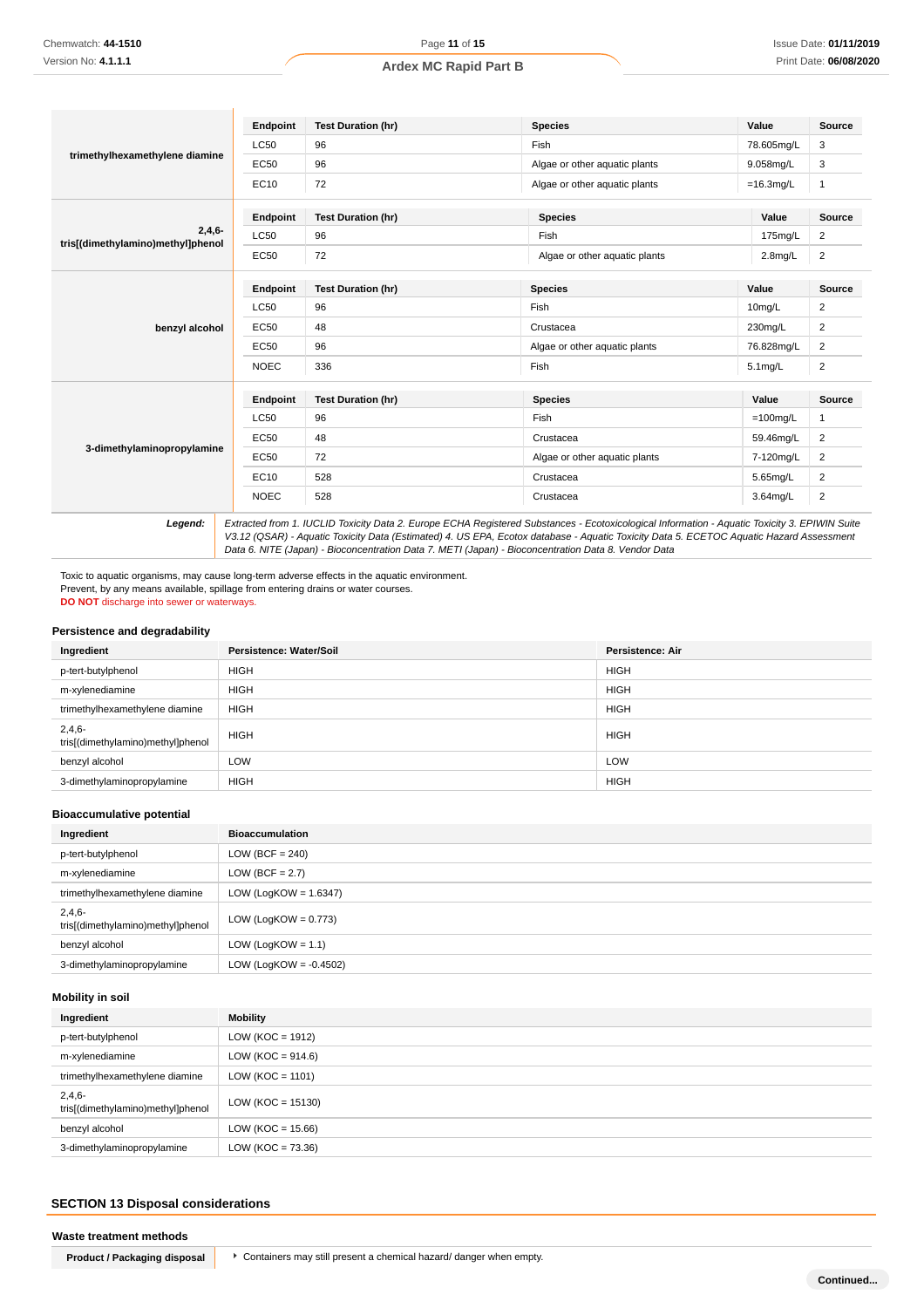| | Endpoint | Test Duration (hr) | Species | Value | Source |
|---|---|---|---|---|---|
| **trimethylhexamethylene diamine** | LC50 | 96 | Fish | 78.605mg/L | 3 |
| | EC50 | 96 | Algae or other aquatic plants | 9.058mg/L | 3 |
| | EC10 | 72 | Algae or other aquatic plants | =16.3mg/L | 1 |

| | Endpoint | Test Duration (hr) | Species | Value | Source |
|---|---|---|---|---|---|
| **2,4,6-tris[(dimethylamino)methyl]phenol** | LC50 | 96 | Fish | 175mg/L | 2 |
| | EC50 | 72 | Algae or other aquatic plants | 2.8mg/L | 2 |

| | Endpoint | Test Duration (hr) | Species | Value | Source |
|---|---|---|---|---|---|
| **benzyl alcohol** | LC50 | 96 | Fish | 10mg/L | 2 |
| | EC50 | 48 | Crustacea | 230mg/L | 2 |
| | EC50 | 96 | Algae or other aquatic plants | 76.828mg/L | 2 |
| | NOEC | 336 | Fish | 5.1mg/L | 2 |

| | Endpoint | Test Duration (hr) | Species | Value | Source |
|---|---|---|---|---|---|
| **3-dimethylaminopropylamine** | LC50 | 96 | Fish | =100mg/L | 1 |
| | EC50 | 48 | Crustacea | 59.46mg/L | 2 |
| | EC50 | 72 | Algae or other aquatic plants | 7-120mg/L | 2 |
| | EC10 | 528 | Crustacea | 5.65mg/L | 2 |
| | NOEC | 528 | Crustacea | 3.64mg/L | 2 |

**Legend:** *Extracted from 1. IUCLID Toxicity Data 2. Europe ECHA Registered Substances - Ecotoxicological Information - Aquatic Toxicity 3. EPIWIN Suite V3.12 (QSAR) - Aquatic Toxicity Data (Estimated) 4. US EPA, Ecotox database - Aquatic Toxicity Data 5. ECETOC Aquatic Hazard Assessment Data 6. NITE (Japan) - Bioconcentration Data 7. METI (Japan) - Bioconcentration Data 8. Vendor Data*

Toxic to aquatic organisms, may cause long-term adverse effects in the aquatic environment.
Prevent, by any means available, spillage from entering drains or water courses.
**DO NOT** discharge into sewer or waterways.

### Persistence and degradability

| Ingredient | Persistence: Water/Soil | Persistence: Air |
|---|---|---|
| p-tert-butylphenol | HIGH | HIGH |
| m-xylenediamine | HIGH | HIGH |
| trimethylhexamethylene diamine | HIGH | HIGH |
| 2,4,6-tris[(dimethylamino)methyl]phenol | HIGH | HIGH |
| benzyl alcohol | LOW | LOW |
| 3-dimethylaminopropylamine | HIGH | HIGH |

### Bioaccumulative potential

| Ingredient | Bioaccumulation |
|---|---|
| p-tert-butylphenol | LOW (BCF = 240) |
| m-xylenediamine | LOW (BCF = 2.7) |
| trimethylhexamethylene diamine | LOW (LogKOW = 1.6347) |
| 2,4,6-tris[(dimethylamino)methyl]phenol | LOW (LogKOW = 0.773) |
| benzyl alcohol | LOW (LogKOW = 1.1) |
| 3-dimethylaminopropylamine | LOW (LogKOW = -0.4502) |

### Mobility in soil

| Ingredient | Mobility |
|---|---|
| p-tert-butylphenol | LOW (KOC = 1912) |
| m-xylenediamine | LOW (KOC = 914.6) |
| trimethylhexamethylene diamine | LOW (KOC = 1101) |
| 2,4,6-tris[(dimethylamino)methyl]phenol | LOW (KOC = 15130) |
| benzyl alcohol | LOW (KOC = 15.66) |
| 3-dimethylaminopropylamine | LOW (KOC = 73.36) |

## SECTION 13 Disposal considerations

### Waste treatment methods

| Product / Packaging disposal | ▸ Containers may still present a chemical hazard/ danger when empty. |
|---|---|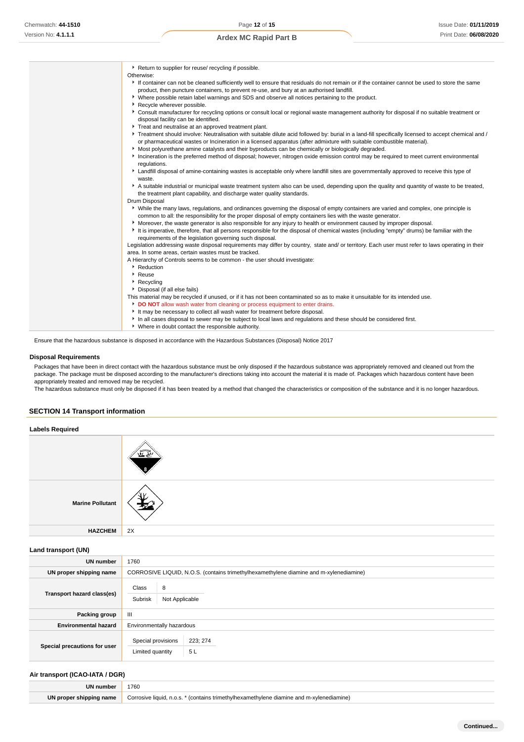| | |
|---|---|
| | - Return to supplier for reuse/ recycling if possible.<br>Otherwise:<br>- If container can not be cleaned sufficiently well to ensure that residuals do not remain or if the container cannot be used to store the same product, then puncture containers, to prevent re-use, and bury at an authorised landfill.<br>- Where possible retain label warnings and SDS and observe all notices pertaining to the product.<br>- Recycle wherever possible.<br>- Consult manufacturer for recycling options or consult local or regional waste management authority for disposal if no suitable treatment or disposal facility can be identified.<br>- Treat and neutralise at an approved treatment plant.<br>- Treatment should involve: Neutralisation with suitable dilute acid followed by: burial in a land-fill specifically licensed to accept chemical and / or pharmaceutical wastes or Incineration in a licensed apparatus (after admixture with suitable combustible material).<br>- Most polyurethane amine catalysts and their byproducts can be chemically or biologically degraded.<br>- Incineration is the preferred method of disposal; however, nitrogen oxide emission control may be required to meet current environmental regulations.<br>- Landfill disposal of amine-containing wastes is acceptable only where landfill sites are governmentally approved to receive this type of waste.<br>- A suitable industrial or municipal waste treatment system also can be used, depending upon the quality and quantity of waste to be treated, the treatment plant capability, and discharge water quality standards.<br>Drum Disposal<br>- While the many laws, regulations, and ordinances governing the disposal of empty containers are varied and complex, one principle is common to all: the responsibility for the proper disposal of empty containers lies with the waste generator.<br>- Moreover, the waste generator is also responsible for any injury to health or environment caused by improper disposal.<br>- It is imperative, therefore, that all persons responsible for the disposal of chemical wastes (including "empty" drums) be familiar with the requirements of the legislation governing such disposal.<br>Legislation addressing waste disposal requirements may differ by country, state and/ or territory. Each user must refer to laws operating in their area. In some areas, certain wastes must be tracked.<br>A Hierarchy of Controls seems to be common - the user should investigate:<br>- Reduction<br>- Reuse<br>- Recycling<br>- Disposal (if all else fails)<br>This material may be recycled if unused, or if it has not been contaminated so as to make it unsuitable for its intended use.<br>- **DO NOT** allow wash water from cleaning or process equipment to enter drains.<br>- It may be necessary to collect all wash water for treatment before disposal.<br>- In all cases disposal to sewer may be subject to local laws and regulations and these should be considered first.<br>- Where in doubt contact the responsible authority. |

Ensure that the hazardous substance is disposed in accordance with the Hazardous Substances (Disposal) Notice 2017

### Disposal Requirements

Packages that have been in direct contact with the hazardous substance must be only disposed if the hazardous substance was appropriately removed and cleaned out from the package. The package must be disposed according to the manufacturer's directions taking into account the material it is made of. Packages which hazardous content have been appropriately treated and removed may be recycled.
The hazardous substance must only be disposed if it has been treated by a method that changed the characteristics or composition of the substance and it is no longer hazardous.

## SECTION 14 Transport information

### Labels Required

| | |
|---|---|
| | 8 |
| **Marine Pollutant** | |
| **HAZCHEM** | 2X |

### Land transport (UN)

| | |
|---|---|
| **UN number** | 1760 |
| **UN proper shipping name** | CORROSIVE LIQUID, N.O.S. (contains trimethylhexamethylene diamine and m-xylenediamine) |
| **Transport hazard class(es)** | Class: 8<br>Subrisk: Not Applicable |
| **Packing group** | III |
| **Environmental hazard** | Environmentally hazardous |
| **Special precautions for user** | Special provisions: 223; 274<br>Limited quantity: 5 L |

### Air transport (ICAO-IATA / DGR)

| | |
|---|---|
| **UN number** | 1760 |
| **UN proper shipping name** | Corrosive liquid, n.o.s. * (contains trimethylhexamethylene diamine and m-xylenediamine) |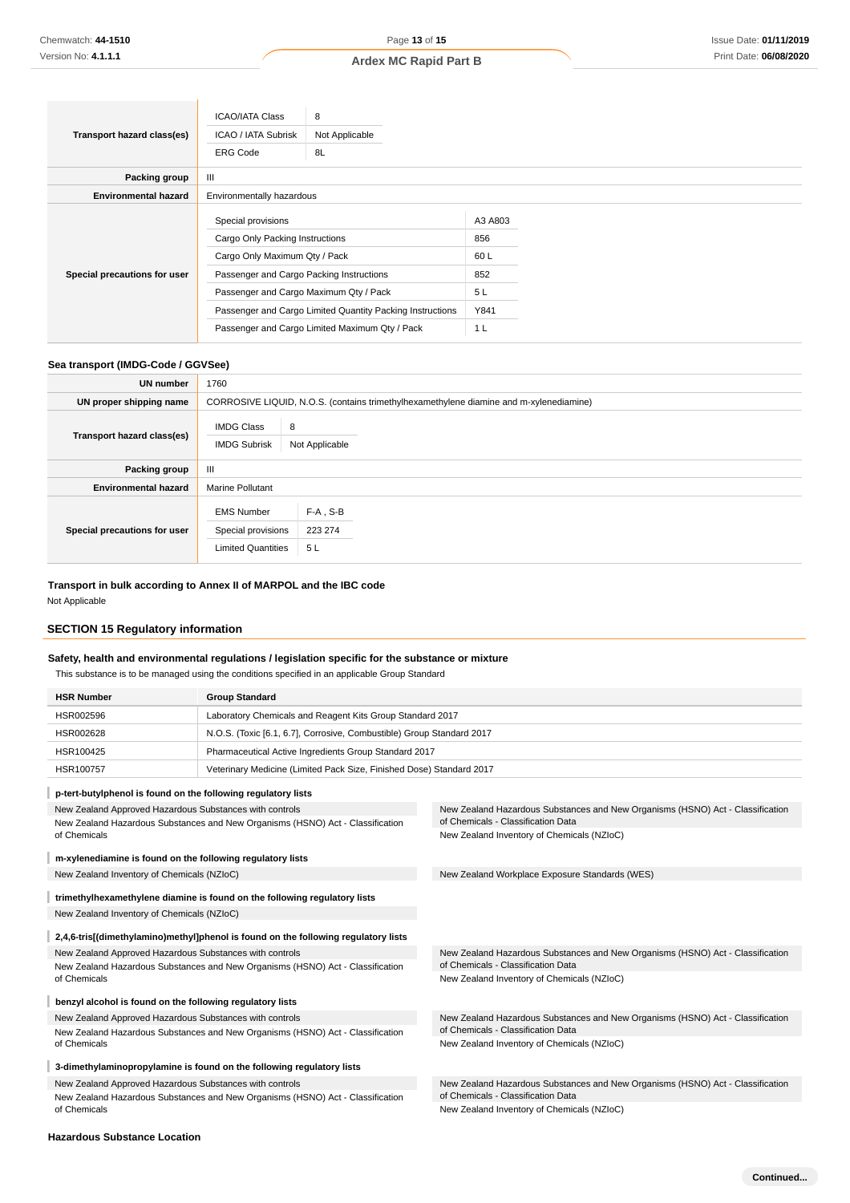| | |
|---|---|
| **Transport hazard class(es)** | ICAO/IATA Class: 8<br>ICAO / IATA Subrisk: Not Applicable<br>ERG Code: 8L |
| **Packing group** | III |
| **Environmental hazard** | Environmentally hazardous |
| **Special precautions for user** | Special provisions: A3 A803<br>Cargo Only Packing Instructions: 856<br>Cargo Only Maximum Qty / Pack: 60 L<br>Passenger and Cargo Packing Instructions: 852<br>Passenger and Cargo Maximum Qty / Pack: 5 L<br>Passenger and Cargo Limited Quantity Packing Instructions: Y841<br>Passenger and Cargo Limited Maximum Qty / Pack: 1 L |

### Sea transport (IMDG-Code / GGVSee)

| | |
|---|---|
| **UN number** | 1760 |
| **UN proper shipping name** | CORROSIVE LIQUID, N.O.S. (contains trimethylhexamethylene diamine and m-xylenediamine) |
| **Transport hazard class(es)** | IMDG Class: 8<br>IMDG Subrisk: Not Applicable |
| **Packing group** | III |
| **Environmental hazard** | Marine Pollutant |
| **Special precautions for user** | EMS Number: F-A , S-B<br>Special provisions: 223 274<br>Limited Quantities: 5 L |

### Transport in bulk according to Annex II of MARPOL and the IBC code

Not Applicable

## SECTION 15 Regulatory information

### Safety, health and environmental regulations / legislation specific for the substance or mixture

This substance is to be managed using the conditions specified in an applicable Group Standard

| HSR Number | Group Standard |
|---|---|
| HSR002596 | Laboratory Chemicals and Reagent Kits Group Standard 2017 |
| HSR002628 | N.O.S. (Toxic [6.1, 6.7], Corrosive, Combustible) Group Standard 2017 |
| HSR100425 | Pharmaceutical Active Ingredients Group Standard 2017 |
| HSR100757 | Veterinary Medicine (Limited Pack Size, Finished Dose) Standard 2017 |

**p-tert-butylphenol is found on the following regulatory lists**

- New Zealand Approved Hazardous Substances with controls
- New Zealand Hazardous Substances and New Organisms (HSNO) Act - Classification of Chemicals
- New Zealand Hazardous Substances and New Organisms (HSNO) Act - Classification of Chemicals - Classification Data
- New Zealand Inventory of Chemicals (NZIoC)

**m-xylenediamine is found on the following regulatory lists**

- New Zealand Inventory of Chemicals (NZIoC)
- New Zealand Workplace Exposure Standards (WES)

**trimethylhexamethylene diamine is found on the following regulatory lists**

- New Zealand Inventory of Chemicals (NZIoC)

**2,4,6-tris[(dimethylamino)methyl]phenol is found on the following regulatory lists**

- New Zealand Approved Hazardous Substances with controls
- New Zealand Hazardous Substances and New Organisms (HSNO) Act - Classification of Chemicals
- New Zealand Hazardous Substances and New Organisms (HSNO) Act - Classification of Chemicals - Classification Data
- New Zealand Inventory of Chemicals (NZIoC)

**benzyl alcohol is found on the following regulatory lists**

- New Zealand Approved Hazardous Substances with controls
- New Zealand Hazardous Substances and New Organisms (HSNO) Act - Classification of Chemicals
- New Zealand Hazardous Substances and New Organisms (HSNO) Act - Classification of Chemicals - Classification Data
- New Zealand Inventory of Chemicals (NZIoC)

**3-dimethylaminopropylamine is found on the following regulatory lists**

- New Zealand Approved Hazardous Substances with controls
- New Zealand Hazardous Substances and New Organisms (HSNO) Act - Classification of Chemicals
- New Zealand Hazardous Substances and New Organisms (HSNO) Act - Classification of Chemicals - Classification Data
- New Zealand Inventory of Chemicals (NZIoC)

### Hazardous Substance Location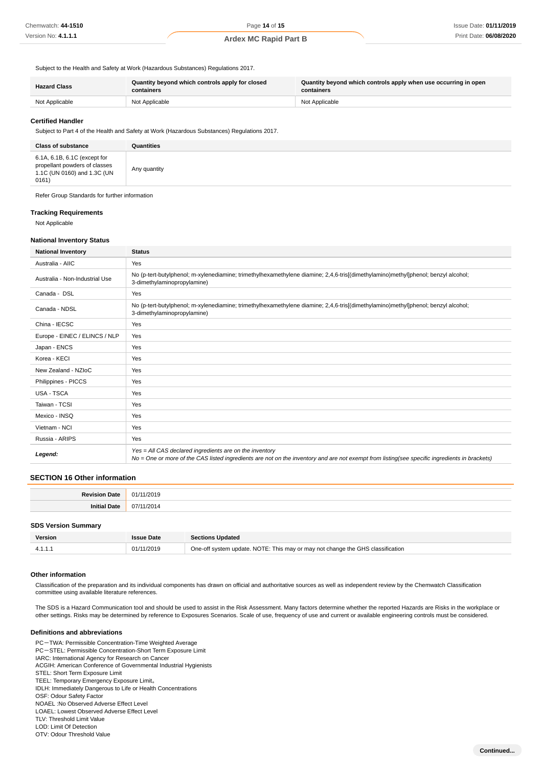Subject to the Health and Safety at Work (Hazardous Substances) Regulations 2017.

| Hazard Class | Quantity beyond which controls apply for closed containers | Quantity beyond which controls apply when use occurring in open containers |
|---|---|---|
| Not Applicable | Not Applicable | Not Applicable |

### Certified Handler

Subject to Part 4 of the Health and Safety at Work (Hazardous Substances) Regulations 2017.

| Class of substance | Quantities |
|---|---|
| 6.1A, 6.1B, 6.1C (except for propellant powders of classes 1.1C (UN 0160) and 1.3C (UN 0161) | Any quantity |

Refer Group Standards for further information

### Tracking Requirements

Not Applicable

### National Inventory Status

| National Inventory | Status |
|---|---|
| Australia - AIIC | Yes |
| Australia - Non-Industrial Use | No (p-tert-butylphenol; m-xylenediamine; trimethylhexamethylene diamine; 2,4,6-tris[(dimethylamino)methyl]phenol; benzyl alcohol; 3-dimethylaminopropylamine) |
| Canada - DSL | Yes |
| Canada - NDSL | No (p-tert-butylphenol; m-xylenediamine; trimethylhexamethylene diamine; 2,4,6-tris[(dimethylamino)methyl]phenol; benzyl alcohol; 3-dimethylaminopropylamine) |
| China - IECSC | Yes |
| Europe - EINEC / ELINCS / NLP | Yes |
| Japan - ENCS | Yes |
| Korea - KECI | Yes |
| New Zealand - NZIoC | Yes |
| Philippines - PICCS | Yes |
| USA - TSCA | Yes |
| Taiwan - TCSI | Yes |
| Mexico - INSQ | Yes |
| Vietnam - NCI | Yes |
| Russia - ARIPS | Yes |
| ***Legend:*** | *Yes = All CAS declared ingredients are on the inventory*<br>*No = One or more of the CAS listed ingredients are not on the inventory and are not exempt from listing(see specific ingredients in brackets)* |

## SECTION 16 Other information

| | |
|---|---|
| **Revision Date** | 01/11/2019 |
| **Initial Date** | 07/11/2014 |

### SDS Version Summary

| Version | Issue Date | Sections Updated |
|---|---|---|
| 4.1.1.1 | 01/11/2019 | One-off system update. NOTE: This may or may not change the GHS classification |

### Other information

Classification of the preparation and its individual components has drawn on official and authoritative sources as well as independent review by the Chemwatch Classification committee using available literature references.

The SDS is a Hazard Communication tool and should be used to assist in the Risk Assessment. Many factors determine whether the reported Hazards are Risks in the workplace or other settings. Risks may be determined by reference to Exposures Scenarios. Scale of use, frequency of use and current or available engineering controls must be considered.

### Definitions and abbreviations

PC－TWA: Permissible Concentration-Time Weighted Average
PC－STEL: Permissible Concentration-Short Term Exposure Limit
IARC: International Agency for Research on Cancer
ACGIH: American Conference of Governmental Industrial Hygienists
STEL: Short Term Exposure Limit
TEEL: Temporary Emergency Exposure Limit。
IDLH: Immediately Dangerous to Life or Health Concentrations
OSF: Odour Safety Factor
NOAEL :No Observed Adverse Effect Level
LOAEL: Lowest Observed Adverse Effect Level
TLV: Threshold Limit Value
LOD: Limit Of Detection
OTV: Odour Threshold Value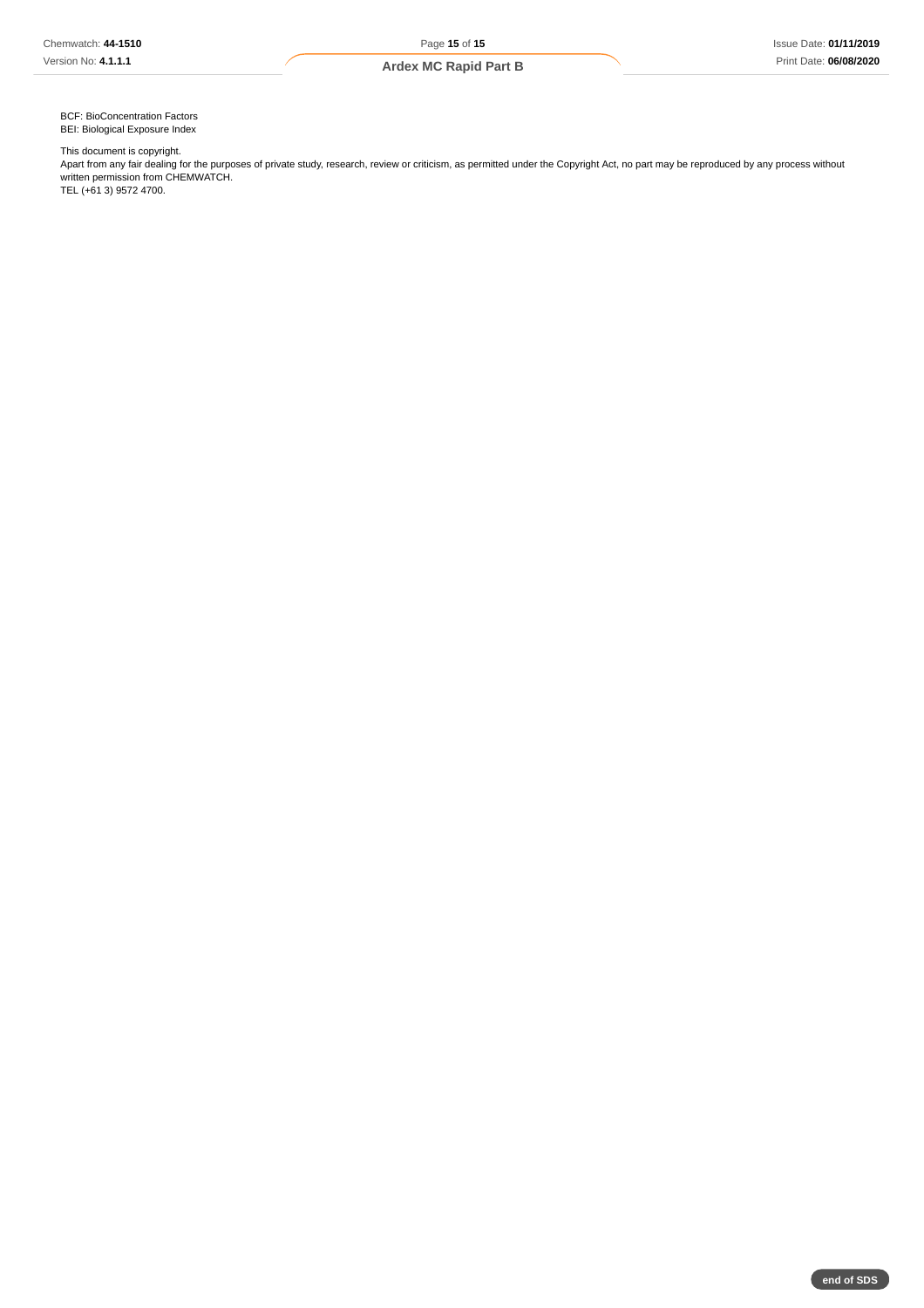BCF: BioConcentration Factors
BEI: Biological Exposure Index

This document is copyright.
Apart from any fair dealing for the purposes of private study, research, review or criticism, as permitted under the Copyright Act, no part may be reproduced by any process without written permission from CHEMWATCH.
TEL (+61 3) 9572 4700.

**end of SDS**